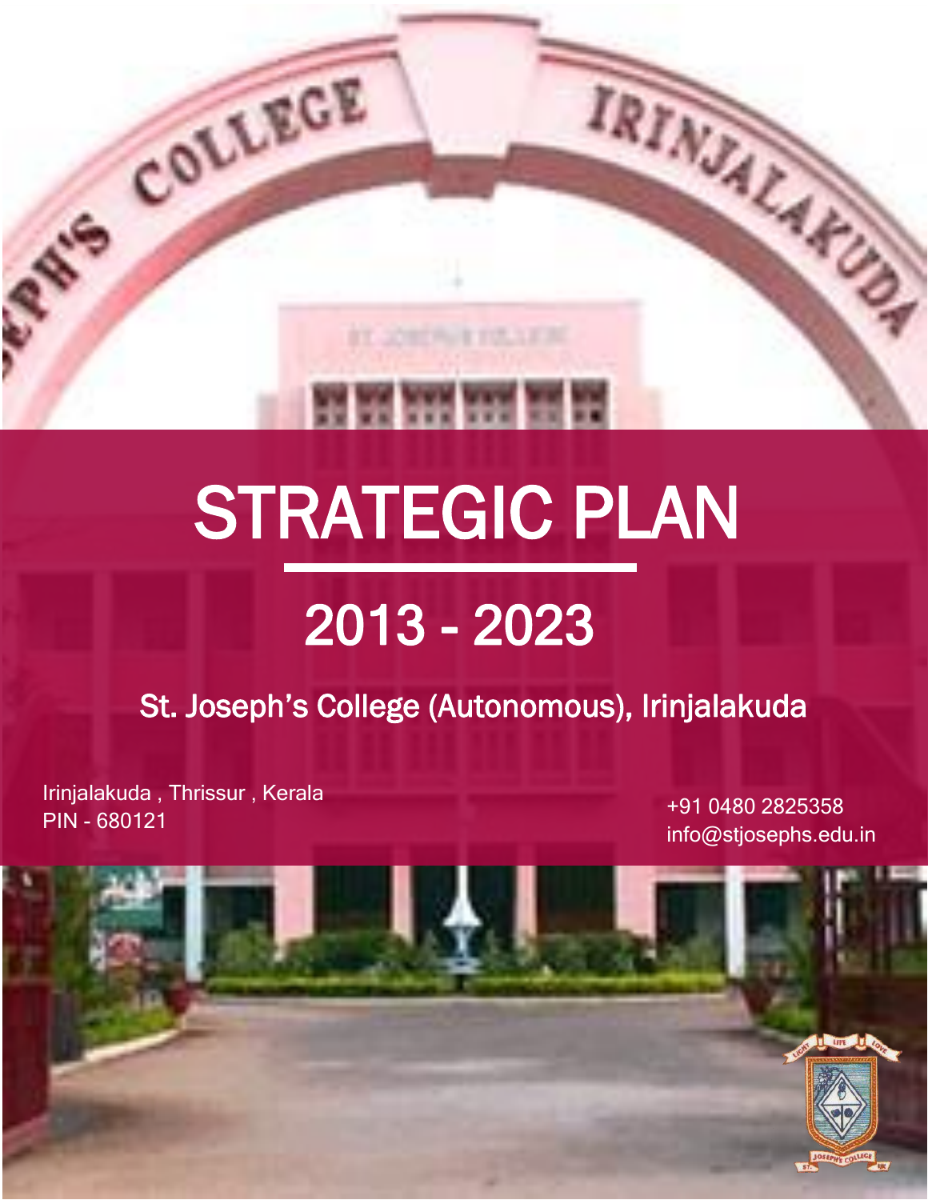# STRATEGIC PLAN

## 2013 - 2023

### St. Joseph's College (Autonomous), Irinjalakuda

Irinjalakuda , Thrissur , Kerala
PIN - 680121

+91 0480 2825358
info@stjosephs.edu.in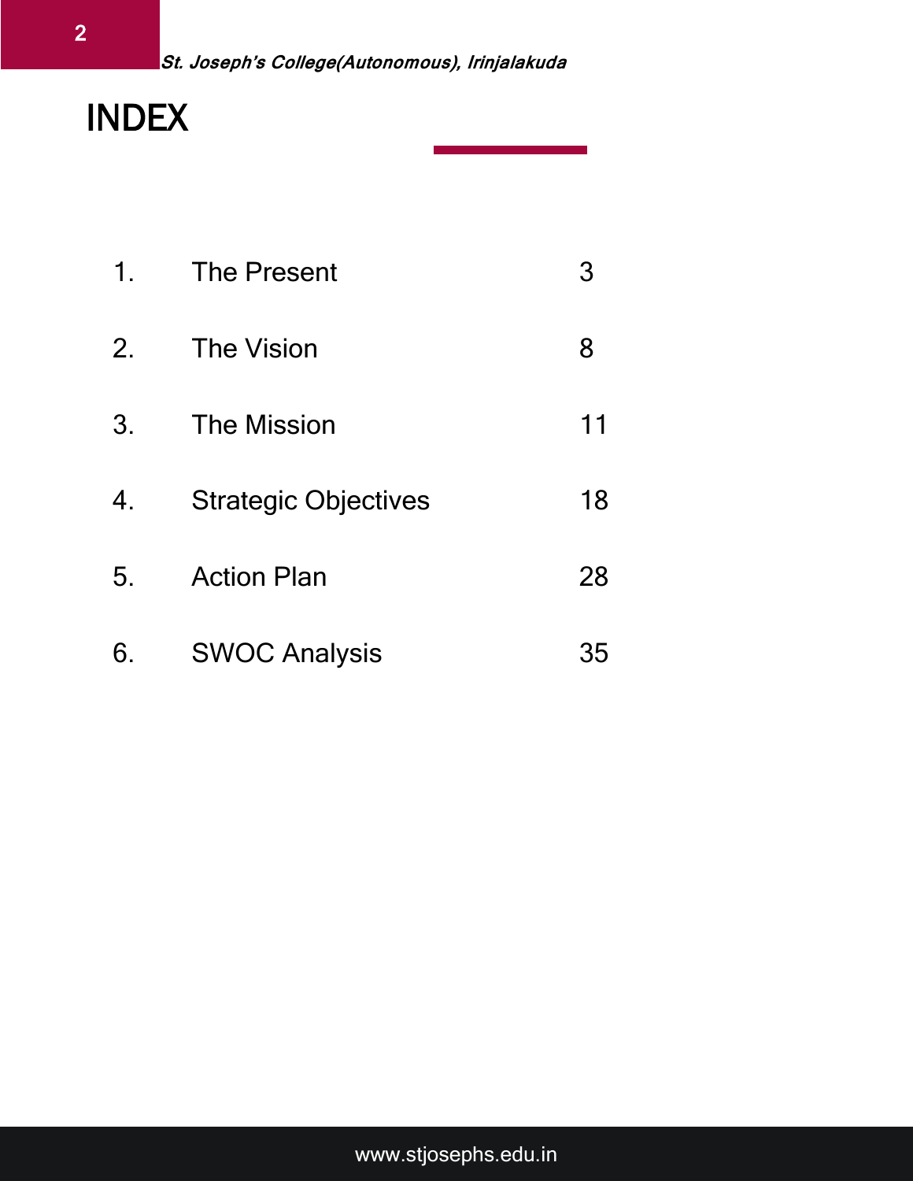# INDEX

| | | |
|---|---|---|
| 1. | The Present | 3 |
| 2. | The Vision | 8 |
| 3. | The Mission | 11 |
| 4. | Strategic Objectives | 18 |
| 5. | Action Plan | 28 |
| 6. | SWOC Analysis | 35 |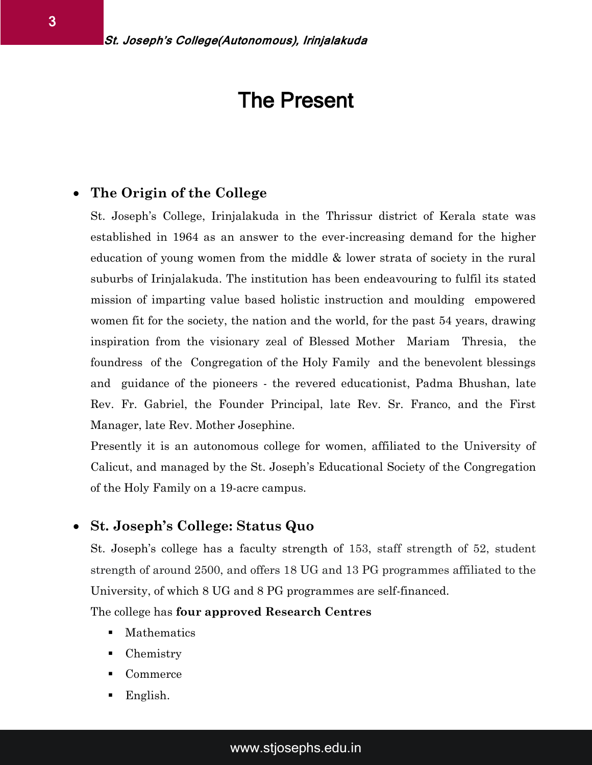# The Present

- **The Origin of the College**

  St. Joseph's College, Irinjalakuda in the Thrissur district of Kerala state was established in 1964 as an answer to the ever-increasing demand for the higher education of young women from the middle & lower strata of society in the rural suburbs of Irinjalakuda. The institution has been endeavouring to fulfil its stated mission of imparting value based holistic instruction and moulding empowered women fit for the society, the nation and the world, for the past 54 years, drawing inspiration from the visionary zeal of Blessed Mother Mariam Thresia, the foundress of the Congregation of the Holy Family and the benevolent blessings and guidance of the pioneers - the revered educationist, Padma Bhushan, late Rev. Fr. Gabriel, the Founder Principal, late Rev. Sr. Franco, and the First Manager, late Rev. Mother Josephine.

  Presently it is an autonomous college for women, affiliated to the University of Calicut, and managed by the St. Joseph's Educational Society of the Congregation of the Holy Family on a 19-acre campus.

- **St. Joseph's College: Status Quo**

  St. Joseph's college has a faculty strength of 153, staff strength of 52, student strength of around 2500, and offers 18 UG and 13 PG programmes affiliated to the University, of which 8 UG and 8 PG programmes are self-financed.

  The college has **four approved Research Centres**

  - Mathematics
  - Chemistry
  - Commerce
  - English.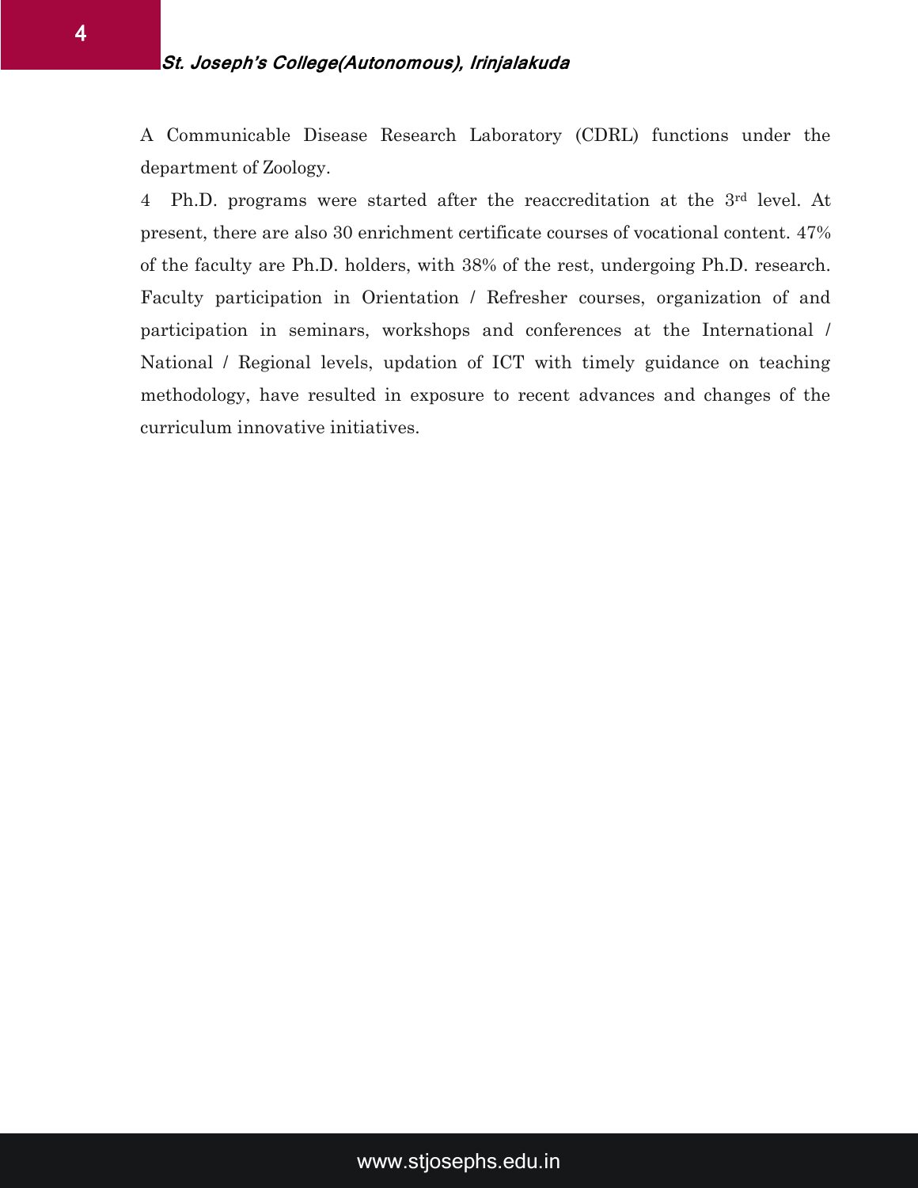A Communicable Disease Research Laboratory (CDRL) functions under the department of Zoology.

4 Ph.D. programs were started after the reaccreditation at the 3rd level. At present, there are also 30 enrichment certificate courses of vocational content. 47% of the faculty are Ph.D. holders, with 38% of the rest, undergoing Ph.D. research. Faculty participation in Orientation / Refresher courses, organization of and participation in seminars, workshops and conferences at the International / National / Regional levels, updation of ICT with timely guidance on teaching methodology, have resulted in exposure to recent advances and changes of the curriculum innovative initiatives.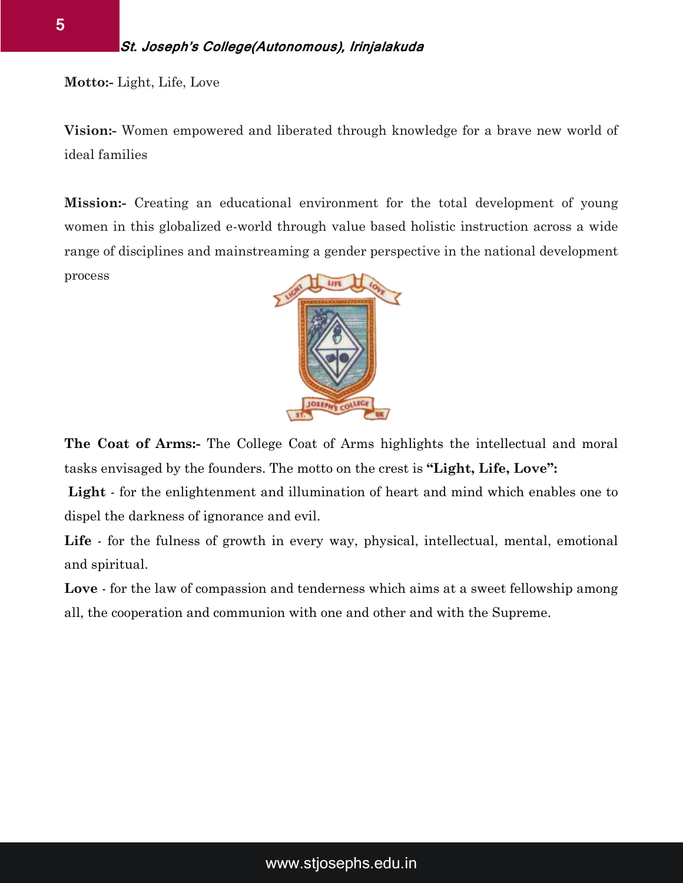**Motto:-** Light, Life, Love

**Vision:-** Women empowered and liberated through knowledge for a brave new world of ideal families

**Mission:-** Creating an educational environment for the total development of young women in this globalized e-world through value based holistic instruction across a wide range of disciplines and mainstreaming a gender perspective in the national development process

**The Coat of Arms:-** The College Coat of Arms highlights the intellectual and moral tasks envisaged by the founders. The motto on the crest is **"Light, Life, Love":**

**Light** - for the enlightenment and illumination of heart and mind which enables one to dispel the darkness of ignorance and evil.

**Life** - for the fulness of growth in every way, physical, intellectual, mental, emotional and spiritual.

**Love** - for the law of compassion and tenderness which aims at a sweet fellowship among all, the cooperation and communion with one and other and with the Supreme.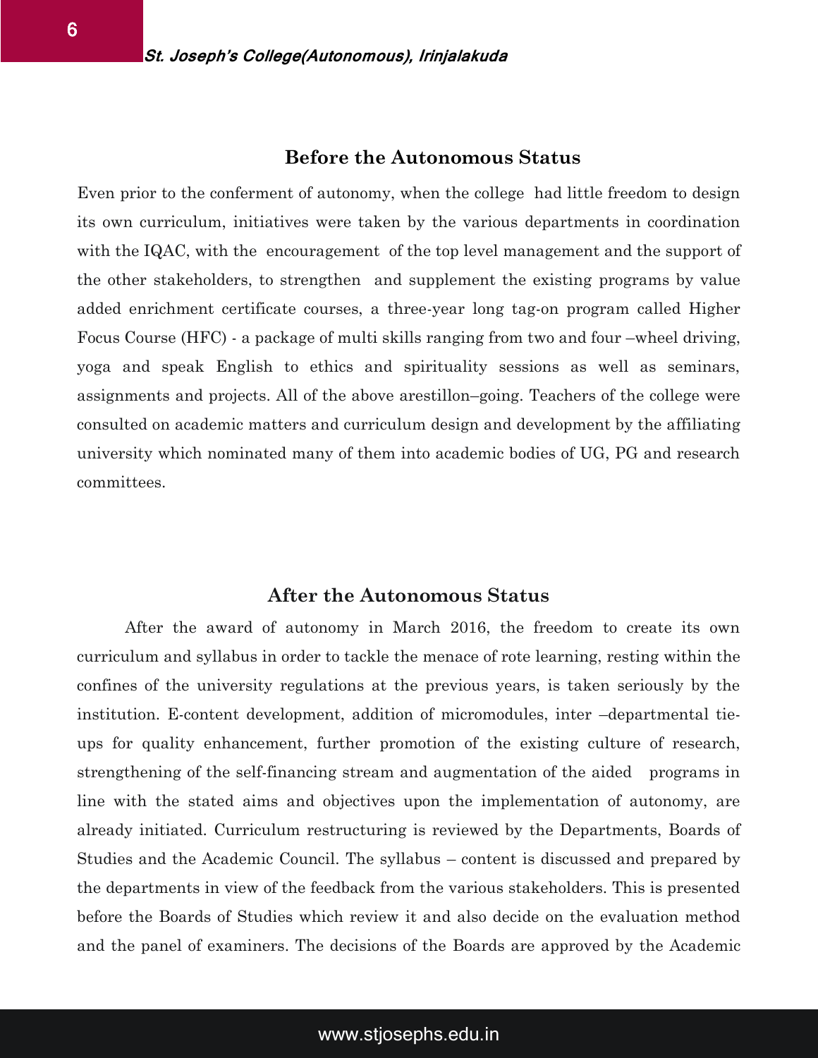## Before the Autonomous Status

Even prior to the conferment of autonomy, when the college had little freedom to design its own curriculum, initiatives were taken by the various departments in coordination with the IQAC, with the encouragement of the top level management and the support of the other stakeholders, to strengthen and supplement the existing programs by value added enrichment certificate courses, a three-year long tag-on program called Higher Focus Course (HFC) - a package of multi skills ranging from two and four –wheel driving, yoga and speak English to ethics and spirituality sessions as well as seminars, assignments and projects. All of the above arestillon–going. Teachers of the college were consulted on academic matters and curriculum design and development by the affiliating university which nominated many of them into academic bodies of UG, PG and research committees.

## After the Autonomous Status

After the award of autonomy in March 2016, the freedom to create its own curriculum and syllabus in order to tackle the menace of rote learning, resting within the confines of the university regulations at the previous years, is taken seriously by the institution. E-content development, addition of micromodules, inter –departmental tie-ups for quality enhancement, further promotion of the existing culture of research, strengthening of the self-financing stream and augmentation of the aided programs in line with the stated aims and objectives upon the implementation of autonomy, are already initiated. Curriculum restructuring is reviewed by the Departments, Boards of Studies and the Academic Council. The syllabus – content is discussed and prepared by the departments in view of the feedback from the various stakeholders. This is presented before the Boards of Studies which review it and also decide on the evaluation method and the panel of examiners. The decisions of the Boards are approved by the Academic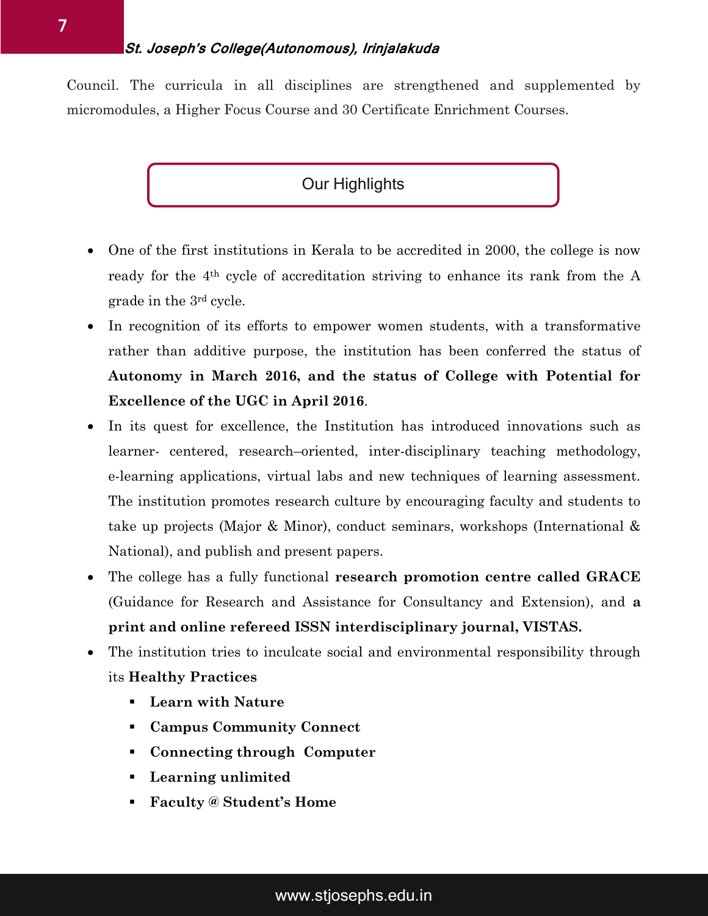Council. The curricula in all disciplines are strengthened and supplemented by micromodules, a Higher Focus Course and 30 Certificate Enrichment Courses.

## Our Highlights

- One of the first institutions in Kerala to be accredited in 2000, the college is now ready for the 4th cycle of accreditation striving to enhance its rank from the A grade in the 3rd cycle.
- In recognition of its efforts to empower women students, with a transformative rather than additive purpose, the institution has been conferred the status of **Autonomy in March 2016, and the status of College with Potential for Excellence of the UGC in April 2016**.
- In its quest for excellence, the Institution has introduced innovations such as learner- centered, research–oriented, inter-disciplinary teaching methodology, e-learning applications, virtual labs and new techniques of learning assessment. The institution promotes research culture by encouraging faculty and students to take up projects (Major & Minor), conduct seminars, workshops (International & National), and publish and present papers.
- The college has a fully functional **research promotion centre called GRACE** (Guidance for Research and Assistance for Consultancy and Extension), and **a print and online refereed ISSN interdisciplinary journal, VISTAS.**
- The institution tries to inculcate social and environmental responsibility through its **Healthy Practices**
  - **Learn with Nature**
  - **Campus Community Connect**
  - **Connecting through Computer**
  - **Learning unlimited**
  - **Faculty @ Student's Home**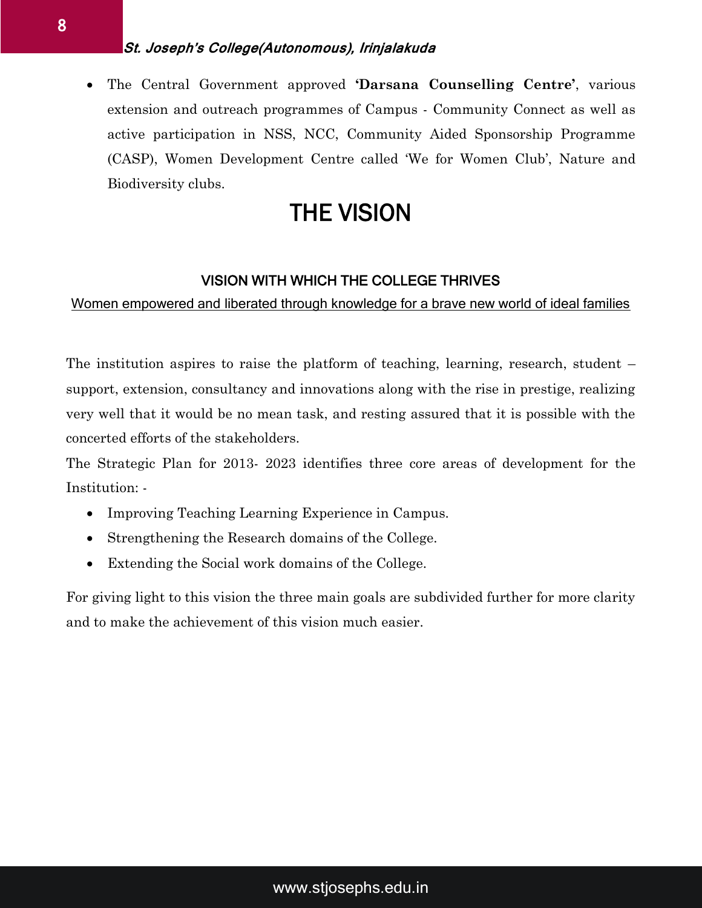- The Central Government approved **'Darsana Counselling Centre'**, various extension and outreach programmes of Campus - Community Connect as well as active participation in NSS, NCC, Community Aided Sponsorship Programme (CASP), Women Development Centre called 'We for Women Club', Nature and Biodiversity clubs.

# THE VISION

### VISION WITH WHICH THE COLLEGE THRIVES

Women empowered and liberated through knowledge for a brave new world of ideal families

The institution aspires to raise the platform of teaching, learning, research, student – support, extension, consultancy and innovations along with the rise in prestige, realizing very well that it would be no mean task, and resting assured that it is possible with the concerted efforts of the stakeholders.

The Strategic Plan for 2013- 2023 identifies three core areas of development for the Institution: -

- Improving Teaching Learning Experience in Campus.
- Strengthening the Research domains of the College.
- Extending the Social work domains of the College.

For giving light to this vision the three main goals are subdivided further for more clarity and to make the achievement of this vision much easier.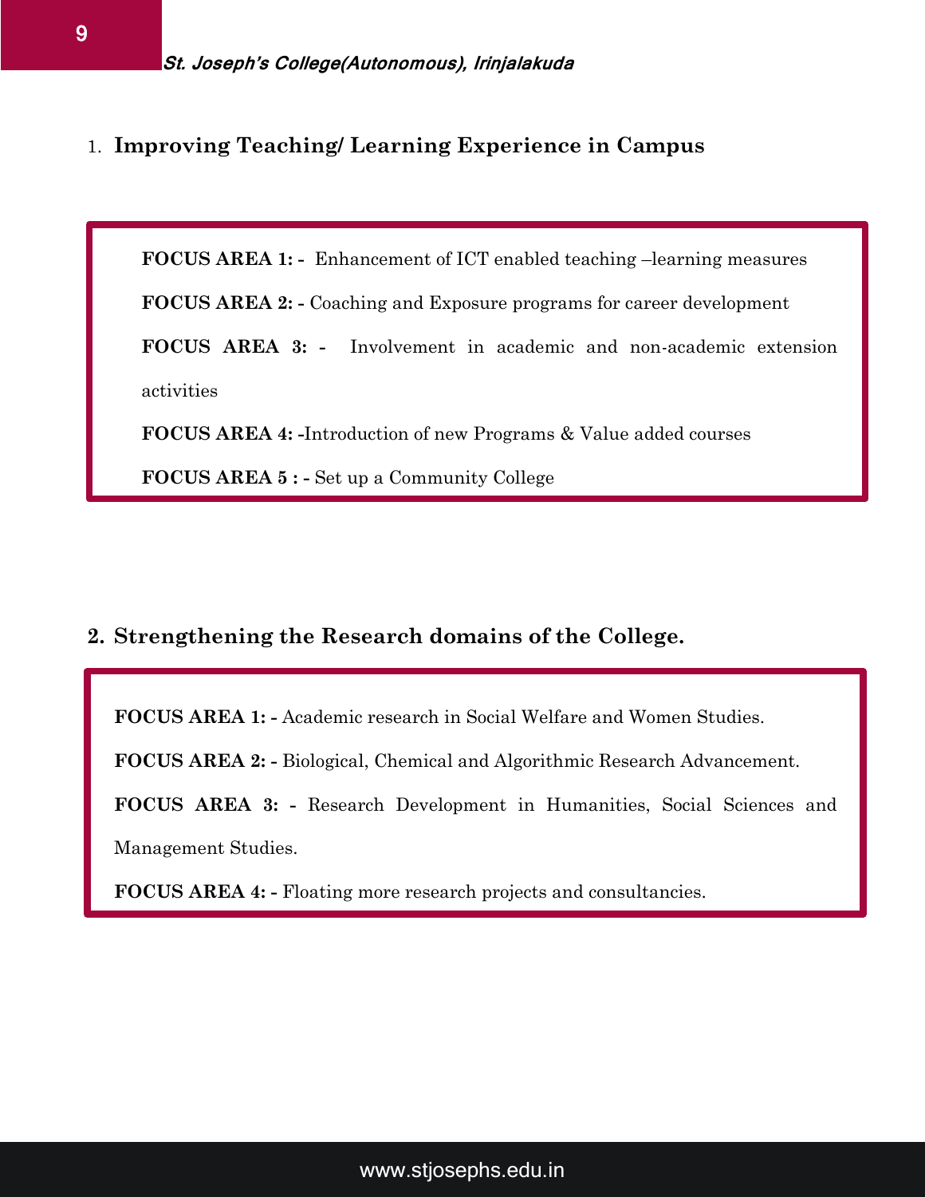## 1. Improving Teaching/ Learning Experience in Campus

**FOCUS AREA 1: -** Enhancement of ICT enabled teaching –learning measures

**FOCUS AREA 2: -** Coaching and Exposure programs for career development

**FOCUS AREA 3: -** Involvement in academic and non-academic extension activities

**FOCUS AREA 4: -**Introduction of new Programs & Value added courses

**FOCUS AREA 5 : -** Set up a Community College

## 2. Strengthening the Research domains of the College.

**FOCUS AREA 1: -** Academic research in Social Welfare and Women Studies.

**FOCUS AREA 2: -** Biological, Chemical and Algorithmic Research Advancement.

**FOCUS AREA 3: -** Research Development in Humanities, Social Sciences and Management Studies.

**FOCUS AREA 4: -** Floating more research projects and consultancies.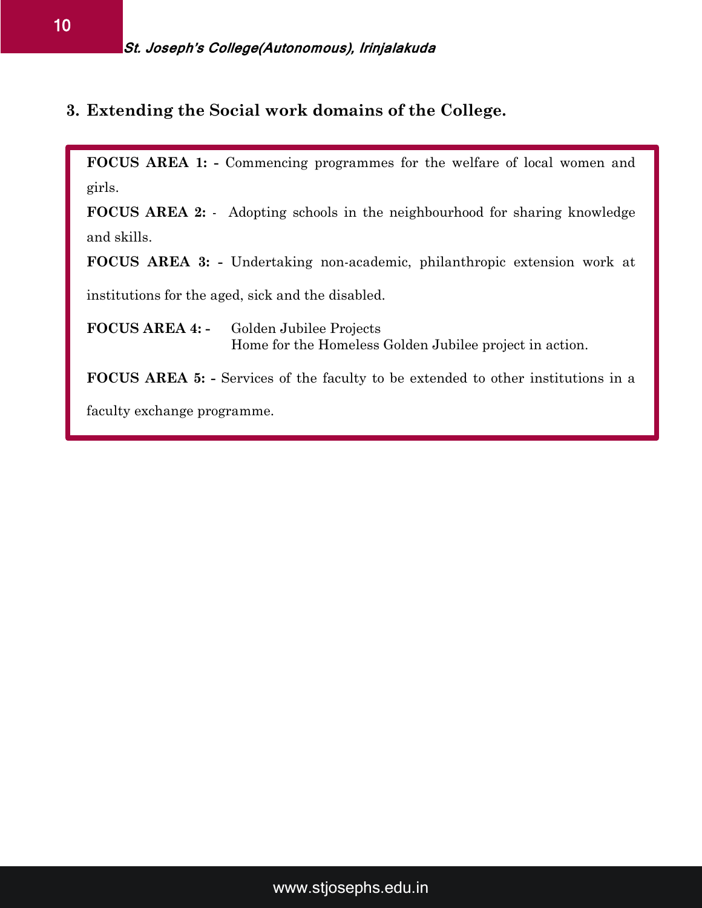### 3. Extending the Social work domains of the College.

**FOCUS AREA 1: -** Commencing programmes for the welfare of local women and girls.

**FOCUS AREA 2:** - Adopting schools in the neighbourhood for sharing knowledge and skills.

**FOCUS AREA 3: -** Undertaking non-academic, philanthropic extension work at institutions for the aged, sick and the disabled.

**FOCUS AREA 4: -** Golden Jubilee Projects
Home for the Homeless Golden Jubilee project in action.

**FOCUS AREA 5: -** Services of the faculty to be extended to other institutions in a faculty exchange programme.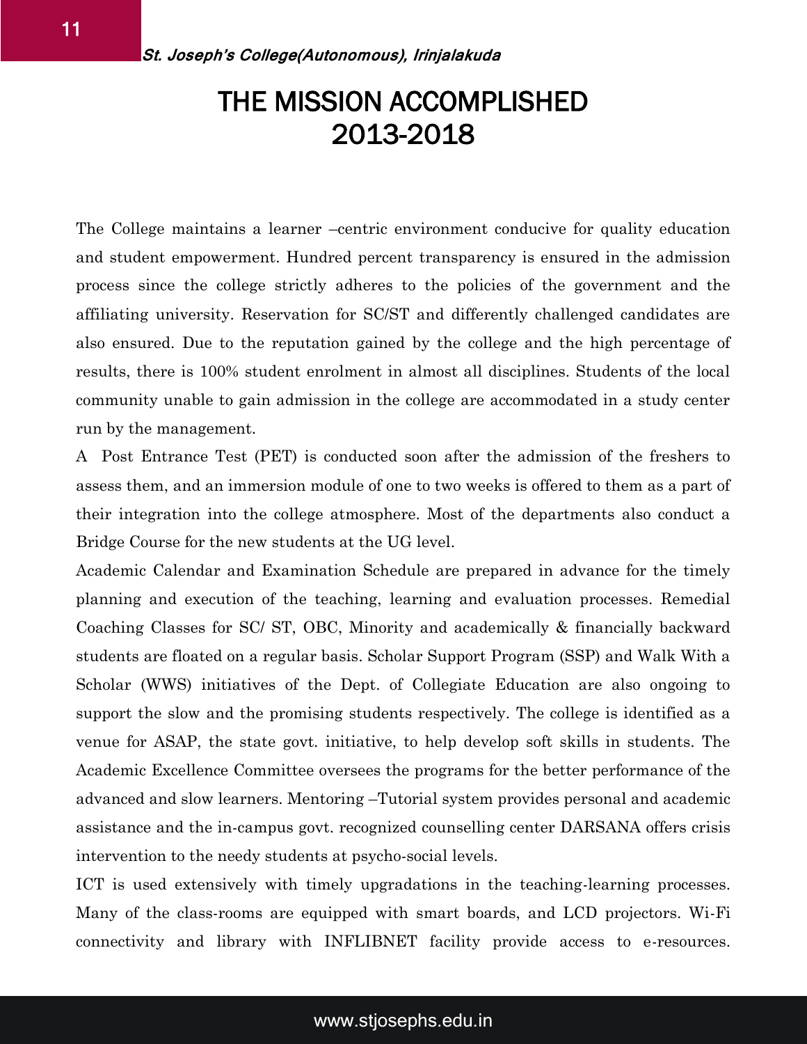# THE MISSION ACCOMPLISHED 2013-2018

The College maintains a learner –centric environment conducive for quality education and student empowerment. Hundred percent transparency is ensured in the admission process since the college strictly adheres to the policies of the government and the affiliating university. Reservation for SC/ST and differently challenged candidates are also ensured. Due to the reputation gained by the college and the high percentage of results, there is 100% student enrolment in almost all disciplines. Students of the local community unable to gain admission in the college are accommodated in a study center run by the management.

A Post Entrance Test (PET) is conducted soon after the admission of the freshers to assess them, and an immersion module of one to two weeks is offered to them as a part of their integration into the college atmosphere. Most of the departments also conduct a Bridge Course for the new students at the UG level.

Academic Calendar and Examination Schedule are prepared in advance for the timely planning and execution of the teaching, learning and evaluation processes. Remedial Coaching Classes for SC/ ST, OBC, Minority and academically & financially backward students are floated on a regular basis. Scholar Support Program (SSP) and Walk With a Scholar (WWS) initiatives of the Dept. of Collegiate Education are also ongoing to support the slow and the promising students respectively. The college is identified as a venue for ASAP, the state govt. initiative, to help develop soft skills in students. The Academic Excellence Committee oversees the programs for the better performance of the advanced and slow learners. Mentoring –Tutorial system provides personal and academic assistance and the in-campus govt. recognized counselling center DARSANA offers crisis intervention to the needy students at psycho-social levels.

ICT is used extensively with timely upgradations in the teaching-learning processes. Many of the class-rooms are equipped with smart boards, and LCD projectors. Wi-Fi connectivity and library with INFLIBNET facility provide access to e-resources.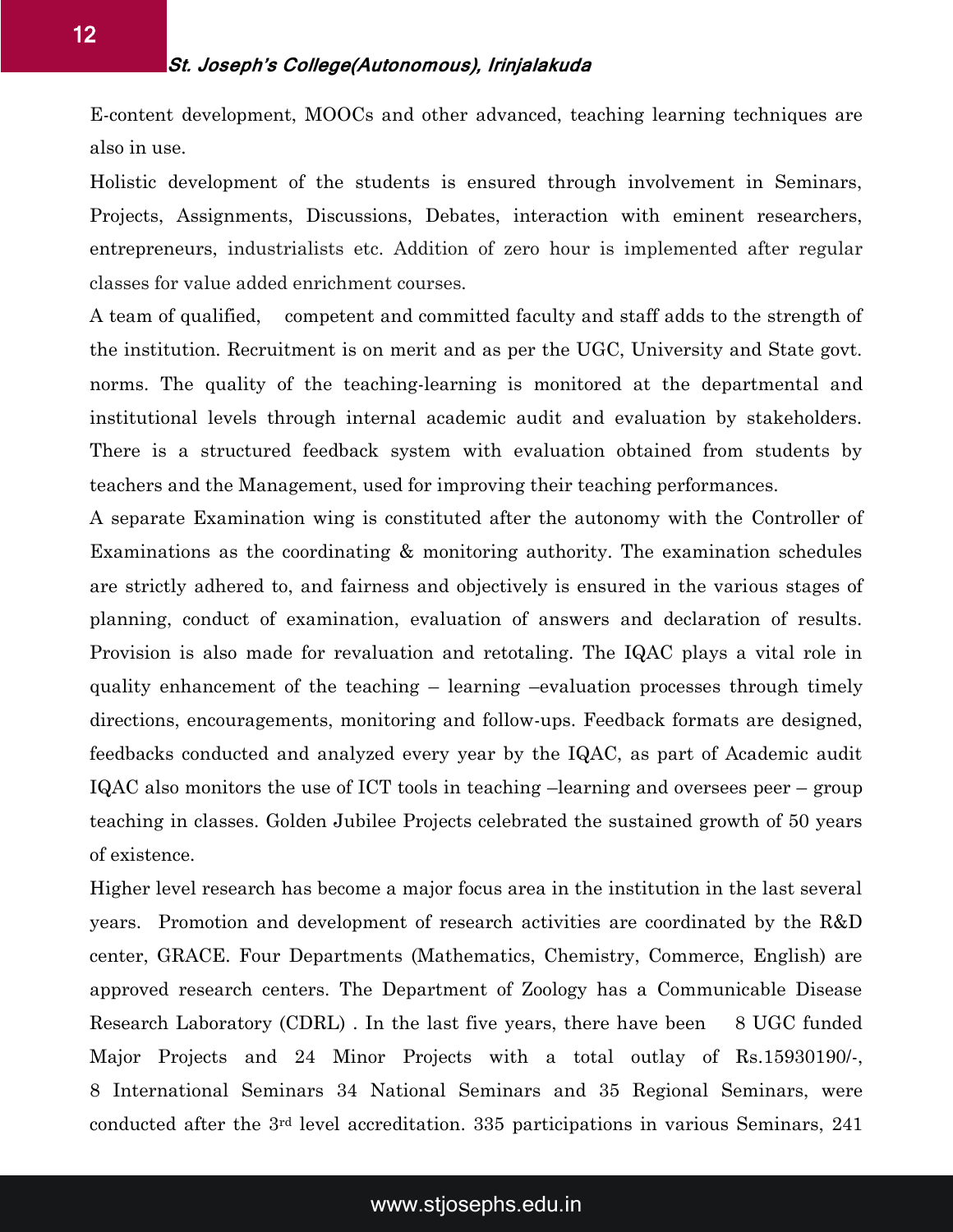E-content development, MOOCs and other advanced, teaching learning techniques are also in use.

Holistic development of the students is ensured through involvement in Seminars, Projects, Assignments, Discussions, Debates, interaction with eminent researchers, entrepreneurs, industrialists etc. Addition of zero hour is implemented after regular classes for value added enrichment courses.

A team of qualified, competent and committed faculty and staff adds to the strength of the institution. Recruitment is on merit and as per the UGC, University and State govt. norms. The quality of the teaching-learning is monitored at the departmental and institutional levels through internal academic audit and evaluation by stakeholders. There is a structured feedback system with evaluation obtained from students by teachers and the Management, used for improving their teaching performances.

A separate Examination wing is constituted after the autonomy with the Controller of Examinations as the coordinating & monitoring authority. The examination schedules are strictly adhered to, and fairness and objectively is ensured in the various stages of planning, conduct of examination, evaluation of answers and declaration of results. Provision is also made for revaluation and retotaling. The IQAC plays a vital role in quality enhancement of the teaching – learning –evaluation processes through timely directions, encouragements, monitoring and follow-ups. Feedback formats are designed, feedbacks conducted and analyzed every year by the IQAC, as part of Academic audit IQAC also monitors the use of ICT tools in teaching –learning and oversees peer – group teaching in classes. Golden Jubilee Projects celebrated the sustained growth of 50 years of existence.

Higher level research has become a major focus area in the institution in the last several years. Promotion and development of research activities are coordinated by the R&D center, GRACE. Four Departments (Mathematics, Chemistry, Commerce, English) are approved research centers. The Department of Zoology has a Communicable Disease Research Laboratory (CDRL) . In the last five years, there have been 8 UGC funded Major Projects and 24 Minor Projects with a total outlay of Rs.15930190/-, 8 International Seminars 34 National Seminars and 35 Regional Seminars, were conducted after the 3rd level accreditation. 335 participations in various Seminars, 241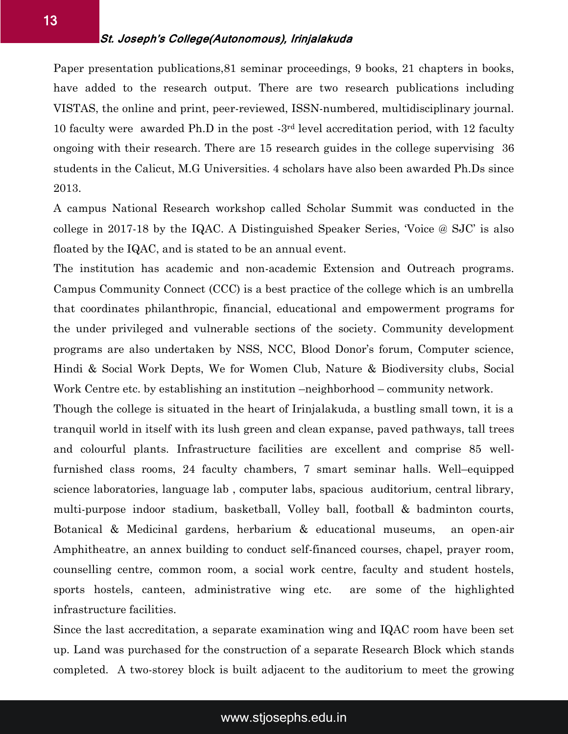Paper presentation publications,81 seminar proceedings, 9 books, 21 chapters in books, have added to the research output. There are two research publications including VISTAS, the online and print, peer-reviewed, ISSN-numbered, multidisciplinary journal. 10 faculty were awarded Ph.D in the post -3rd level accreditation period, with 12 faculty ongoing with their research. There are 15 research guides in the college supervising 36 students in the Calicut, M.G Universities. 4 scholars have also been awarded Ph.Ds since 2013.

A campus National Research workshop called Scholar Summit was conducted in the college in 2017-18 by the IQAC. A Distinguished Speaker Series, 'Voice @ SJC' is also floated by the IQAC, and is stated to be an annual event.

The institution has academic and non-academic Extension and Outreach programs. Campus Community Connect (CCC) is a best practice of the college which is an umbrella that coordinates philanthropic, financial, educational and empowerment programs for the under privileged and vulnerable sections of the society. Community development programs are also undertaken by NSS, NCC, Blood Donor's forum, Computer science, Hindi & Social Work Depts, We for Women Club, Nature & Biodiversity clubs, Social Work Centre etc. by establishing an institution –neighborhood – community network.

Though the college is situated in the heart of Irinjalakuda, a bustling small town, it is a tranquil world in itself with its lush green and clean expanse, paved pathways, tall trees and colourful plants. Infrastructure facilities are excellent and comprise 85 well-furnished class rooms, 24 faculty chambers, 7 smart seminar halls. Well–equipped science laboratories, language lab , computer labs, spacious auditorium, central library, multi-purpose indoor stadium, basketball, Volley ball, football & badminton courts, Botanical & Medicinal gardens, herbarium & educational museums, an open-air Amphitheatre, an annex building to conduct self-financed courses, chapel, prayer room, counselling centre, common room, a social work centre, faculty and student hostels, sports hostels, canteen, administrative wing etc. are some of the highlighted infrastructure facilities.

Since the last accreditation, a separate examination wing and IQAC room have been set up. Land was purchased for the construction of a separate Research Block which stands completed. A two-storey block is built adjacent to the auditorium to meet the growing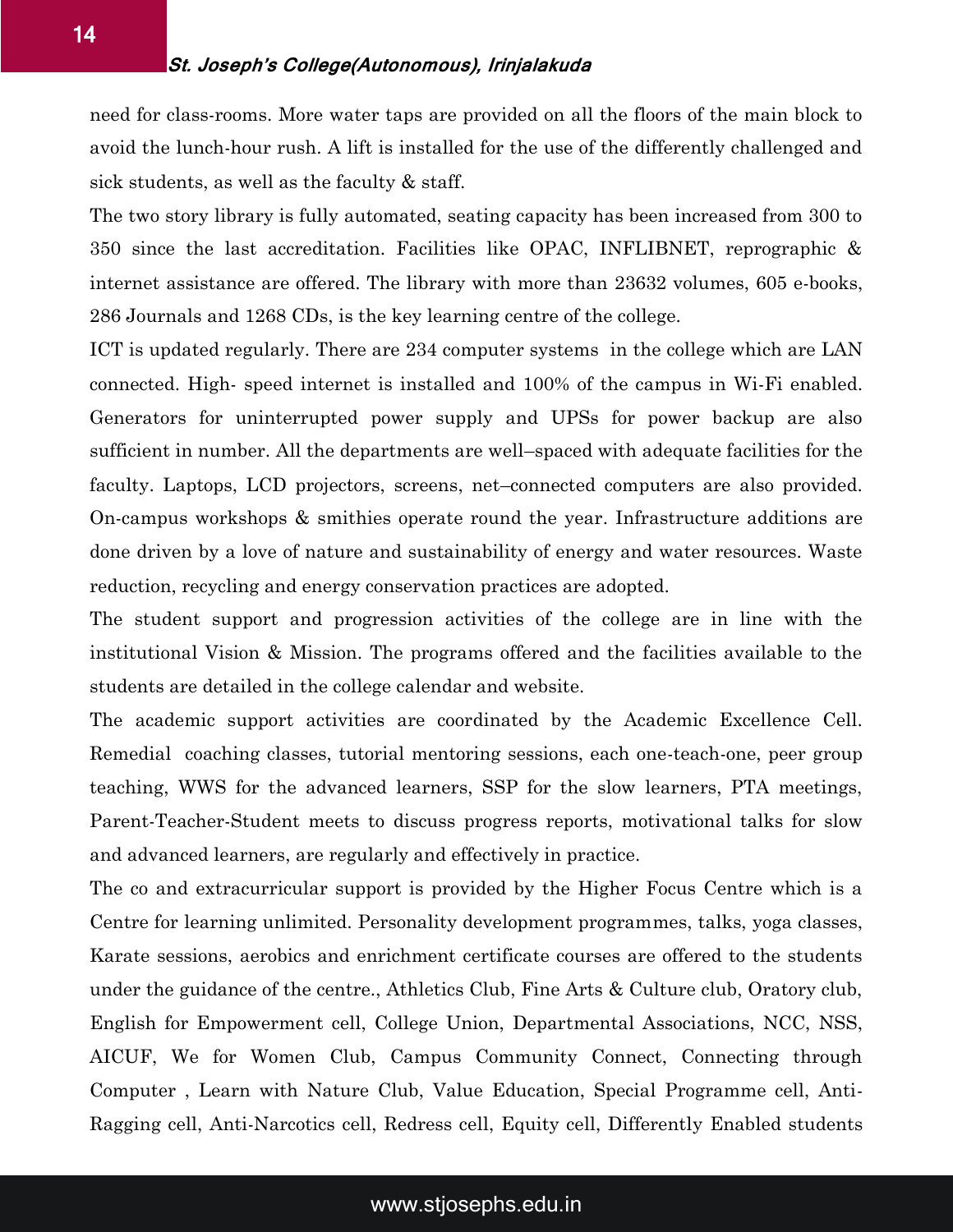need for class-rooms. More water taps are provided on all the floors of the main block to avoid the lunch-hour rush. A lift is installed for the use of the differently challenged and sick students, as well as the faculty & staff.

The two story library is fully automated, seating capacity has been increased from 300 to 350 since the last accreditation. Facilities like OPAC, INFLIBNET, reprographic & internet assistance are offered. The library with more than 23632 volumes, 605 e-books, 286 Journals and 1268 CDs, is the key learning centre of the college.

ICT is updated regularly. There are 234 computer systems in the college which are LAN connected. High- speed internet is installed and 100% of the campus in Wi-Fi enabled. Generators for uninterrupted power supply and UPSs for power backup are also sufficient in number. All the departments are well–spaced with adequate facilities for the faculty. Laptops, LCD projectors, screens, net–connected computers are also provided. On-campus workshops & smithies operate round the year. Infrastructure additions are done driven by a love of nature and sustainability of energy and water resources. Waste reduction, recycling and energy conservation practices are adopted.

The student support and progression activities of the college are in line with the institutional Vision & Mission. The programs offered and the facilities available to the students are detailed in the college calendar and website.

The academic support activities are coordinated by the Academic Excellence Cell. Remedial coaching classes, tutorial mentoring sessions, each one-teach-one, peer group teaching, WWS for the advanced learners, SSP for the slow learners, PTA meetings, Parent-Teacher-Student meets to discuss progress reports, motivational talks for slow and advanced learners, are regularly and effectively in practice.

The co and extracurricular support is provided by the Higher Focus Centre which is a Centre for learning unlimited. Personality development programmes, talks, yoga classes, Karate sessions, aerobics and enrichment certificate courses are offered to the students under the guidance of the centre., Athletics Club, Fine Arts & Culture club, Oratory club, English for Empowerment cell, College Union, Departmental Associations, NCC, NSS, AICUF, We for Women Club, Campus Community Connect, Connecting through Computer , Learn with Nature Club, Value Education, Special Programme cell, Anti-Ragging cell, Anti-Narcotics cell, Redress cell, Equity cell, Differently Enabled students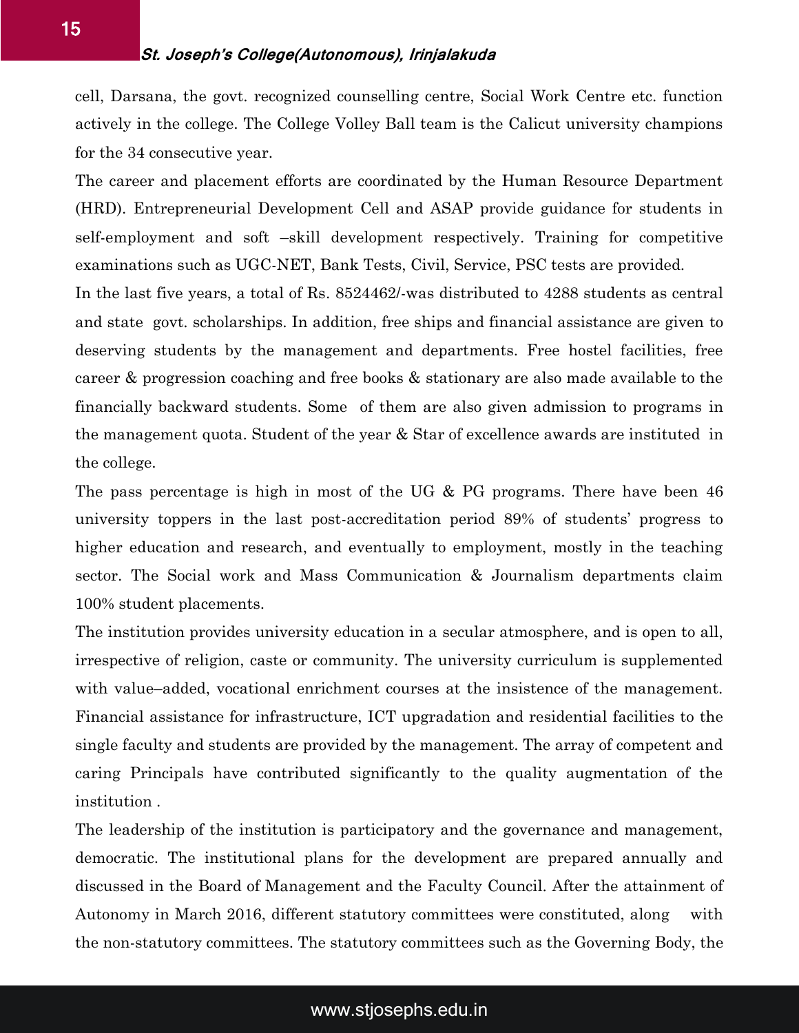cell, Darsana, the govt. recognized counselling centre, Social Work Centre etc. function actively in the college. The College Volley Ball team is the Calicut university champions for the 34 consecutive year.

The career and placement efforts are coordinated by the Human Resource Department (HRD). Entrepreneurial Development Cell and ASAP provide guidance for students in self-employment and soft –skill development respectively. Training for competitive examinations such as UGC-NET, Bank Tests, Civil, Service, PSC tests are provided.

In the last five years, a total of Rs. 8524462/-was distributed to 4288 students as central and state govt. scholarships. In addition, free ships and financial assistance are given to deserving students by the management and departments. Free hostel facilities, free career & progression coaching and free books & stationary are also made available to the financially backward students. Some of them are also given admission to programs in the management quota. Student of the year & Star of excellence awards are instituted in the college.

The pass percentage is high in most of the UG & PG programs. There have been 46 university toppers in the last post-accreditation period 89% of students' progress to higher education and research, and eventually to employment, mostly in the teaching sector. The Social work and Mass Communication & Journalism departments claim 100% student placements.

The institution provides university education in a secular atmosphere, and is open to all, irrespective of religion, caste or community. The university curriculum is supplemented with value–added, vocational enrichment courses at the insistence of the management. Financial assistance for infrastructure, ICT upgradation and residential facilities to the single faculty and students are provided by the management. The array of competent and caring Principals have contributed significantly to the quality augmentation of the institution .

The leadership of the institution is participatory and the governance and management, democratic. The institutional plans for the development are prepared annually and discussed in the Board of Management and the Faculty Council. After the attainment of Autonomy in March 2016, different statutory committees were constituted, along with the non-statutory committees. The statutory committees such as the Governing Body, the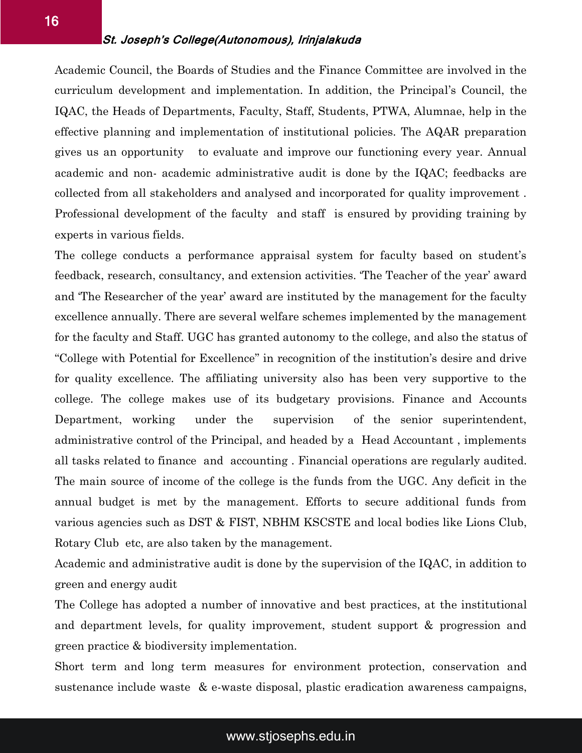Academic Council, the Boards of Studies and the Finance Committee are involved in the curriculum development and implementation. In addition, the Principal's Council, the IQAC, the Heads of Departments, Faculty, Staff, Students, PTWA, Alumnae, help in the effective planning and implementation of institutional policies. The AQAR preparation gives us an opportunity to evaluate and improve our functioning every year. Annual academic and non- academic administrative audit is done by the IQAC; feedbacks are collected from all stakeholders and analysed and incorporated for quality improvement . Professional development of the faculty and staff is ensured by providing training by experts in various fields.

The college conducts a performance appraisal system for faculty based on student's feedback, research, consultancy, and extension activities. 'The Teacher of the year' award and 'The Researcher of the year' award are instituted by the management for the faculty excellence annually. There are several welfare schemes implemented by the management for the faculty and Staff. UGC has granted autonomy to the college, and also the status of "College with Potential for Excellence" in recognition of the institution's desire and drive for quality excellence. The affiliating university also has been very supportive to the college. The college makes use of its budgetary provisions. Finance and Accounts Department, working under the supervision of the senior superintendent, administrative control of the Principal, and headed by a Head Accountant , implements all tasks related to finance and accounting . Financial operations are regularly audited. The main source of income of the college is the funds from the UGC. Any deficit in the annual budget is met by the management. Efforts to secure additional funds from various agencies such as DST & FIST, NBHM KSCSTE and local bodies like Lions Club, Rotary Club etc, are also taken by the management.

Academic and administrative audit is done by the supervision of the IQAC, in addition to green and energy audit

The College has adopted a number of innovative and best practices, at the institutional and department levels, for quality improvement, student support & progression and green practice & biodiversity implementation.

Short term and long term measures for environment protection, conservation and sustenance include waste & e-waste disposal, plastic eradication awareness campaigns,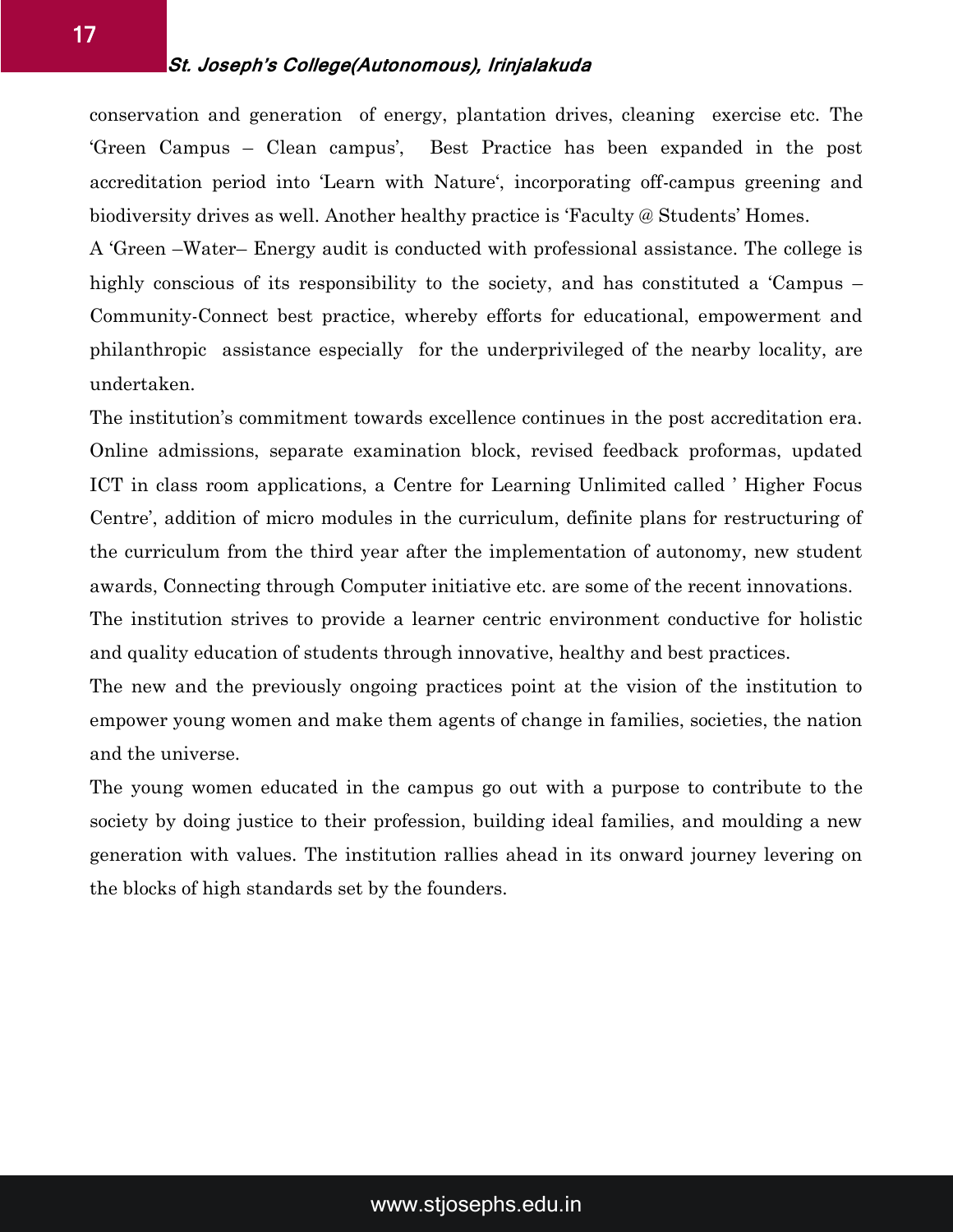conservation and generation of energy, plantation drives, cleaning exercise etc. The 'Green Campus – Clean campus', Best Practice has been expanded in the post accreditation period into 'Learn with Nature', incorporating off-campus greening and biodiversity drives as well. Another healthy practice is 'Faculty @ Students' Homes.

A 'Green –Water– Energy audit is conducted with professional assistance. The college is highly conscious of its responsibility to the society, and has constituted a 'Campus – Community-Connect best practice, whereby efforts for educational, empowerment and philanthropic assistance especially for the underprivileged of the nearby locality, are undertaken.

The institution's commitment towards excellence continues in the post accreditation era. Online admissions, separate examination block, revised feedback proformas, updated ICT in class room applications, a Centre for Learning Unlimited called ' Higher Focus Centre', addition of micro modules in the curriculum, definite plans for restructuring of the curriculum from the third year after the implementation of autonomy, new student awards, Connecting through Computer initiative etc. are some of the recent innovations.

The institution strives to provide a learner centric environment conductive for holistic and quality education of students through innovative, healthy and best practices.

The new and the previously ongoing practices point at the vision of the institution to empower young women and make them agents of change in families, societies, the nation and the universe.

The young women educated in the campus go out with a purpose to contribute to the society by doing justice to their profession, building ideal families, and moulding a new generation with values. The institution rallies ahead in its onward journey levering on the blocks of high standards set by the founders.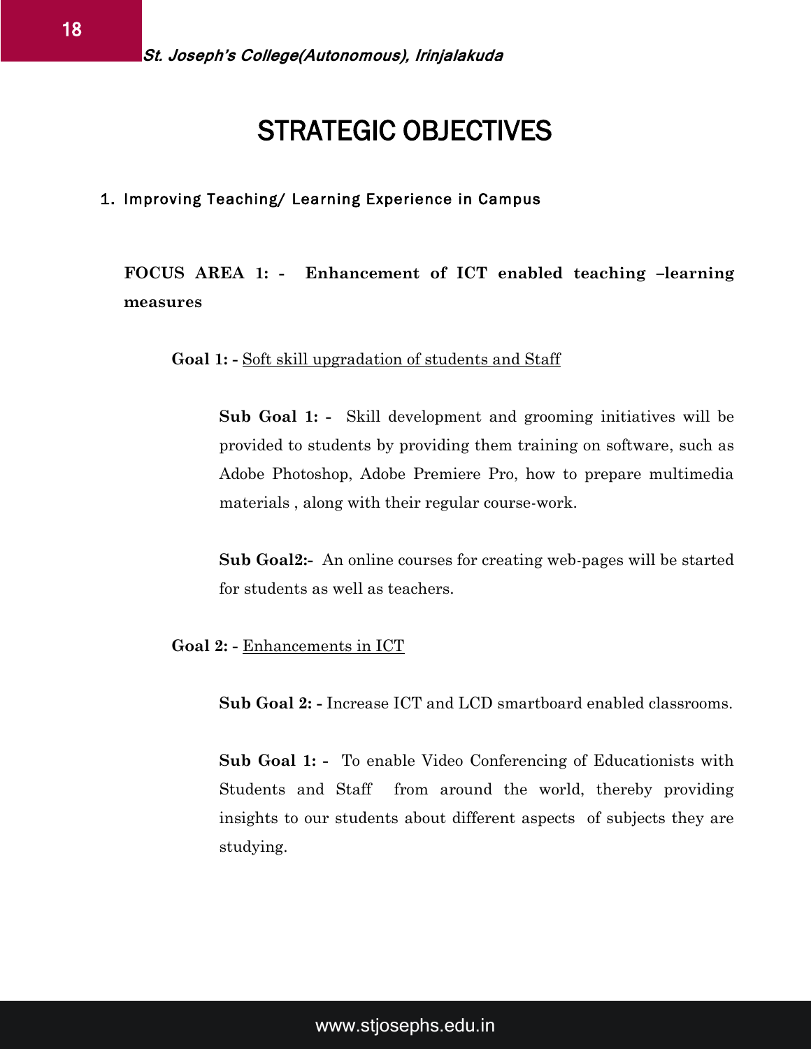# STRATEGIC OBJECTIVES

1. Improving Teaching/ Learning Experience in Campus

**FOCUS AREA 1: - Enhancement of ICT enabled teaching –learning measures**

**Goal 1: -** Soft skill upgradation of students and Staff

**Sub Goal 1: -** Skill development and grooming initiatives will be provided to students by providing them training on software, such as Adobe Photoshop, Adobe Premiere Pro, how to prepare multimedia materials , along with their regular course-work.

**Sub Goal2:-** An online courses for creating web-pages will be started for students as well as teachers.

**Goal 2: -** Enhancements in ICT

**Sub Goal 2: -** Increase ICT and LCD smartboard enabled classrooms.

**Sub Goal 1: -** To enable Video Conferencing of Educationists with Students and Staff from around the world, thereby providing insights to our students about different aspects of subjects they are studying.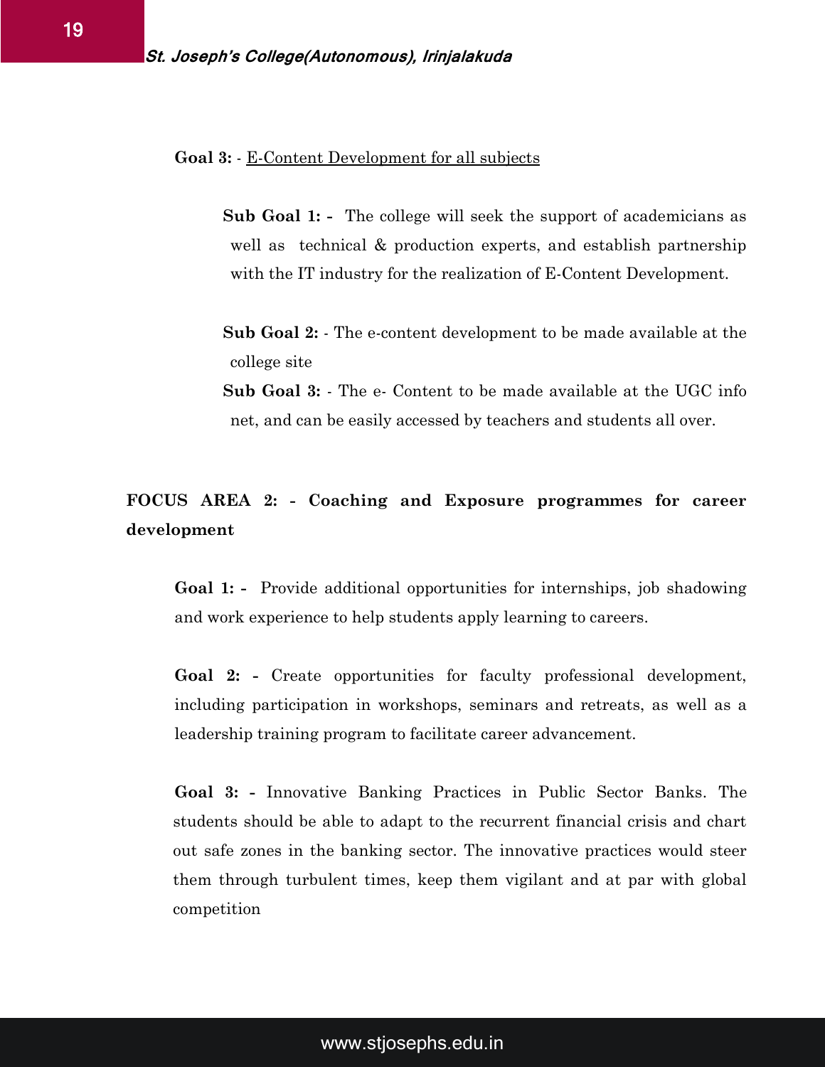**Goal 3:** - E-Content Development for all subjects

**Sub Goal 1: -** The college will seek the support of academicians as well as technical & production experts, and establish partnership with the IT industry for the realization of E-Content Development.

**Sub Goal 2:** - The e-content development to be made available at the college site

**Sub Goal 3:** - The e- Content to be made available at the UGC info net, and can be easily accessed by teachers and students all over.

**FOCUS AREA 2: - Coaching and Exposure programmes for career development**

**Goal 1: -** Provide additional opportunities for internships, job shadowing and work experience to help students apply learning to careers.

**Goal 2: -** Create opportunities for faculty professional development, including participation in workshops, seminars and retreats, as well as a leadership training program to facilitate career advancement.

**Goal 3: -** Innovative Banking Practices in Public Sector Banks. The students should be able to adapt to the recurrent financial crisis and chart out safe zones in the banking sector. The innovative practices would steer them through turbulent times, keep them vigilant and at par with global competition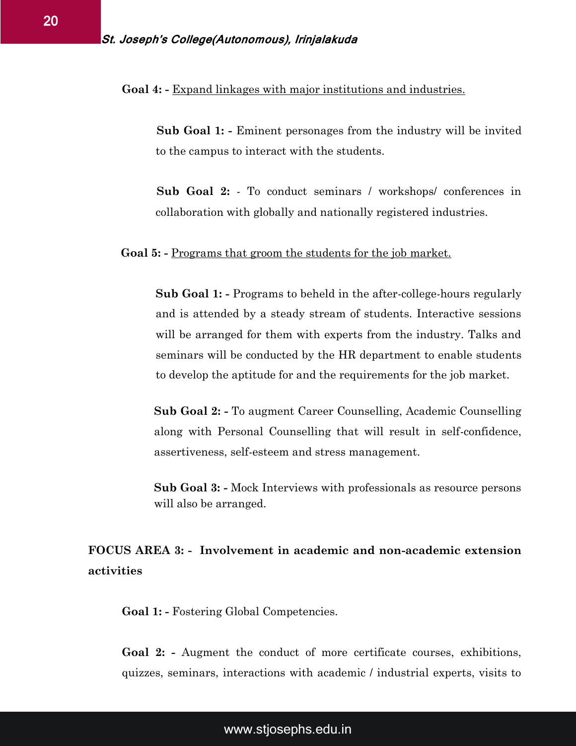**Goal 4: -** Expand linkages with major institutions and industries.

**Sub Goal 1: -** Eminent personages from the industry will be invited to the campus to interact with the students.

**Sub Goal 2:** - To conduct seminars / workshops/ conferences in collaboration with globally and nationally registered industries.

**Goal 5: -** Programs that groom the students for the job market.

**Sub Goal 1: -** Programs to beheld in the after-college-hours regularly and is attended by a steady stream of students. Interactive sessions will be arranged for them with experts from the industry. Talks and seminars will be conducted by the HR department to enable students to develop the aptitude for and the requirements for the job market.

**Sub Goal 2: -** To augment Career Counselling, Academic Counselling along with Personal Counselling that will result in self-confidence, assertiveness, self-esteem and stress management.

**Sub Goal 3: -** Mock Interviews with professionals as resource persons will also be arranged.

## FOCUS AREA 3: - Involvement in academic and non-academic extension activities

**Goal 1: -** Fostering Global Competencies.

**Goal 2: -** Augment the conduct of more certificate courses, exhibitions, quizzes, seminars, interactions with academic / industrial experts, visits to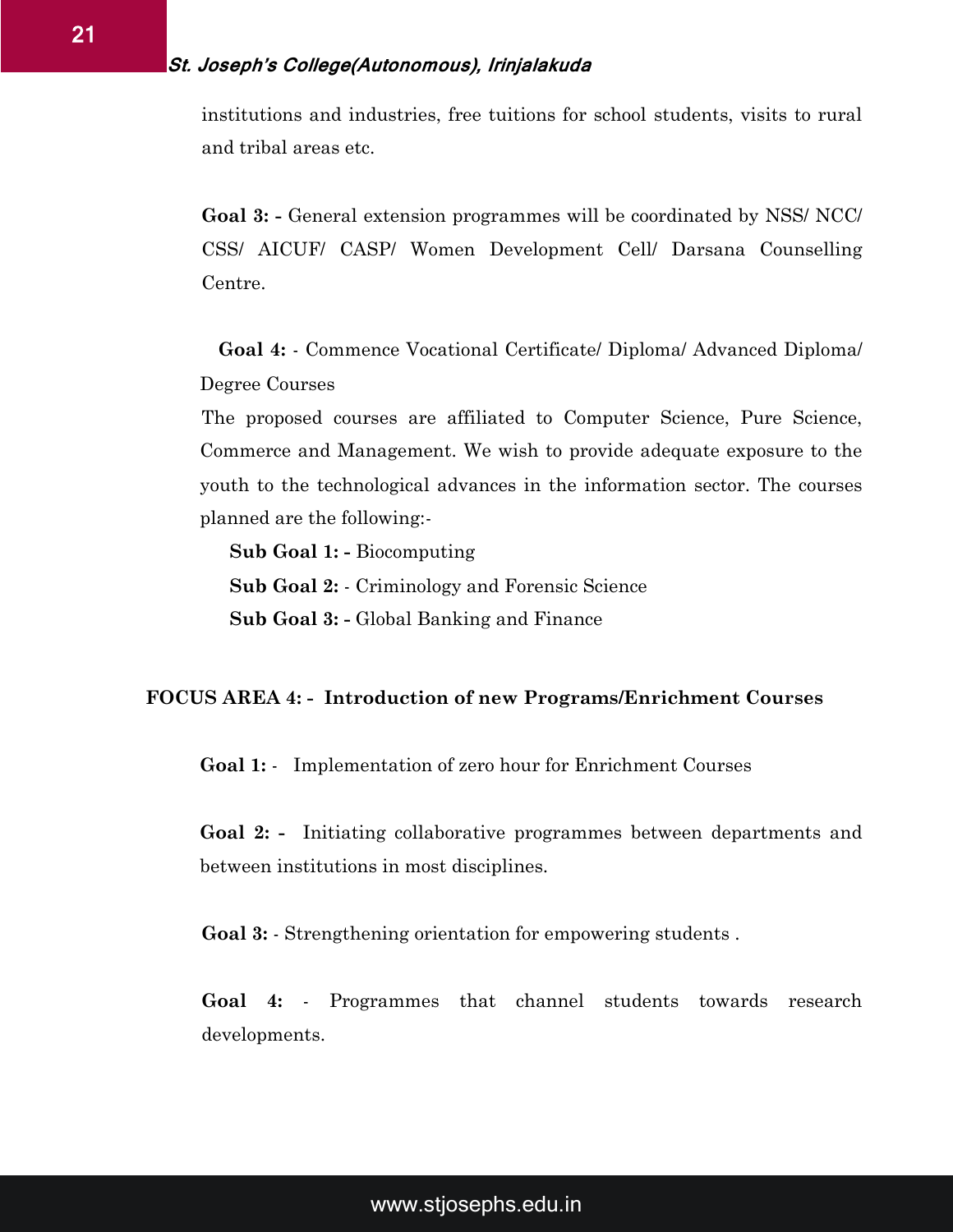institutions and industries, free tuitions for school students, visits to rural and tribal areas etc.

**Goal 3: -** General extension programmes will be coordinated by NSS/ NCC/ CSS/ AICUF/ CASP/ Women Development Cell/ Darsana Counselling Centre.

**Goal 4:** - Commence Vocational Certificate/ Diploma/ Advanced Diploma/ Degree Courses

The proposed courses are affiliated to Computer Science, Pure Science, Commerce and Management. We wish to provide adequate exposure to the youth to the technological advances in the information sector. The courses planned are the following:-

**Sub Goal 1: -** Biocomputing

**Sub Goal 2:** - Criminology and Forensic Science

**Sub Goal 3: -** Global Banking and Finance

**FOCUS AREA 4: - Introduction of new Programs/Enrichment Courses**

**Goal 1:** - Implementation of zero hour for Enrichment Courses

**Goal 2: -** Initiating collaborative programmes between departments and between institutions in most disciplines.

**Goal 3:** - Strengthening orientation for empowering students .

**Goal 4:** - Programmes that channel students towards research developments.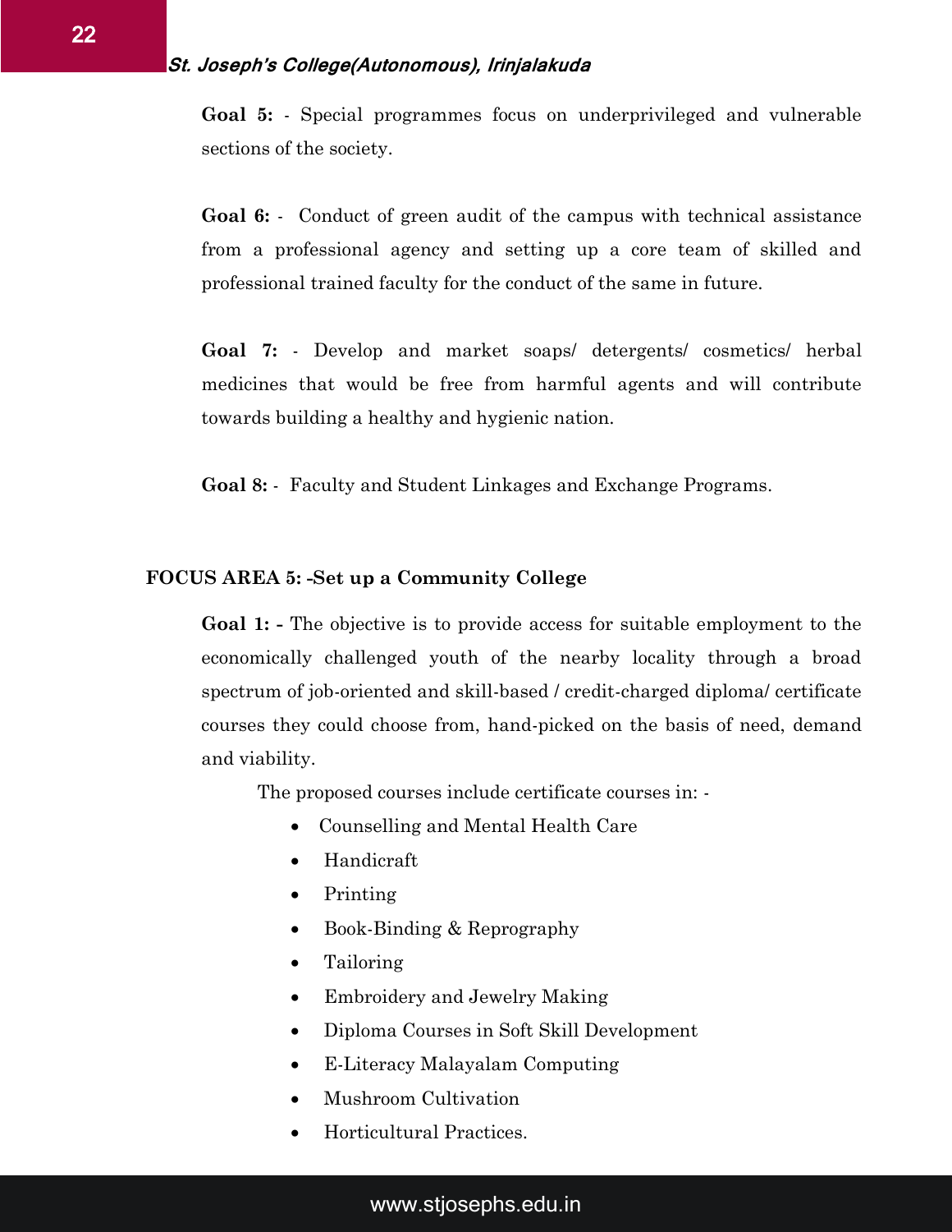**Goal 5:** - Special programmes focus on underprivileged and vulnerable sections of the society.

**Goal 6:** - Conduct of green audit of the campus with technical assistance from a professional agency and setting up a core team of skilled and professional trained faculty for the conduct of the same in future.

**Goal 7:** - Develop and market soaps/ detergents/ cosmetics/ herbal medicines that would be free from harmful agents and will contribute towards building a healthy and hygienic nation.

**Goal 8:** - Faculty and Student Linkages and Exchange Programs.

**FOCUS AREA 5: -Set up a Community College**

**Goal 1: -** The objective is to provide access for suitable employment to the economically challenged youth of the nearby locality through a broad spectrum of job-oriented and skill-based / credit-charged diploma/ certificate courses they could choose from, hand-picked on the basis of need, demand and viability.

The proposed courses include certificate courses in: -

- Counselling and Mental Health Care
- Handicraft
- Printing
- Book-Binding & Reprography
- Tailoring
- Embroidery and Jewelry Making
- Diploma Courses in Soft Skill Development
- E-Literacy Malayalam Computing
- Mushroom Cultivation
- Horticultural Practices.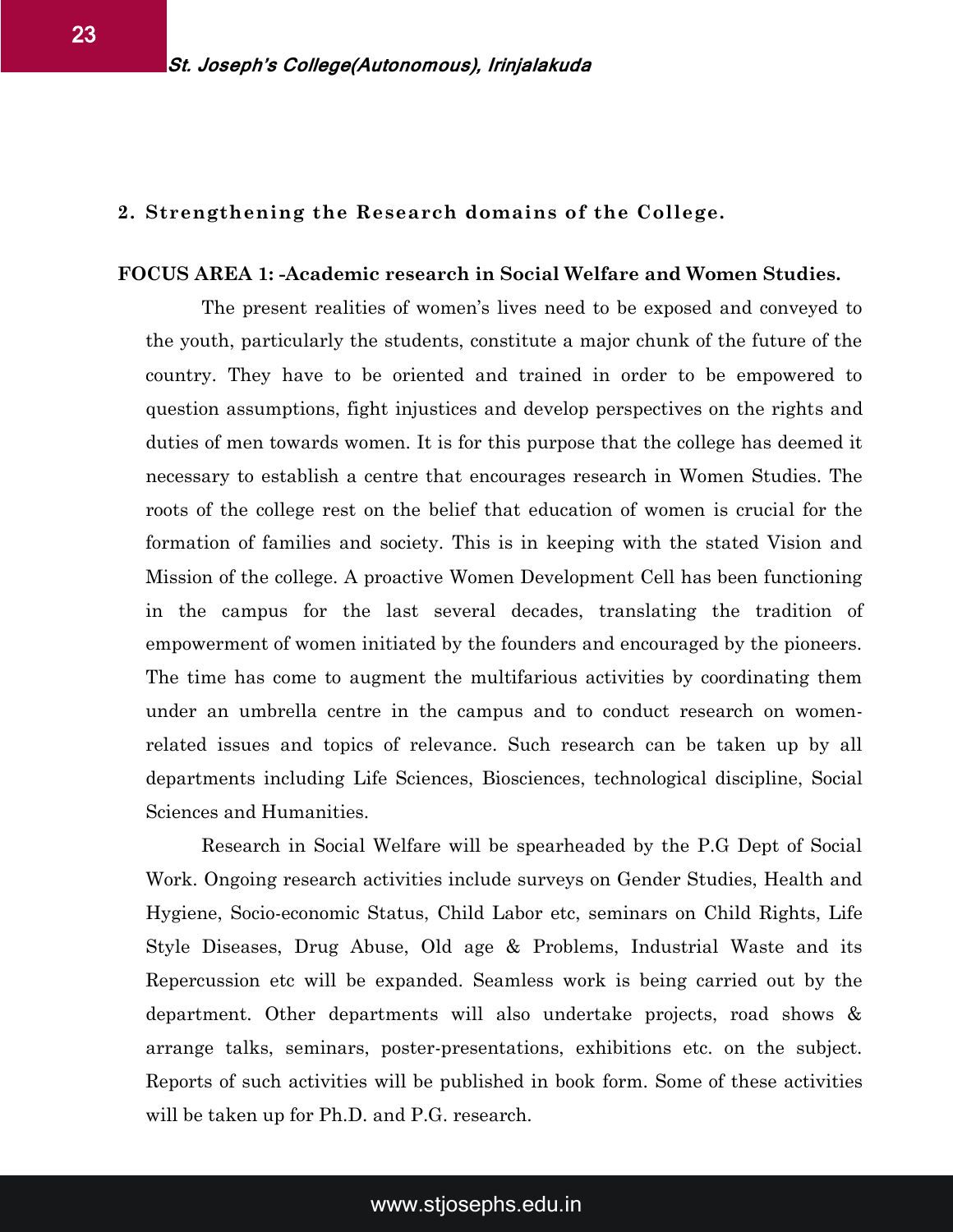## 2. Strengthening the Research domains of the College.

### FOCUS AREA 1: -Academic research in Social Welfare and Women Studies.

The present realities of women's lives need to be exposed and conveyed to the youth, particularly the students, constitute a major chunk of the future of the country. They have to be oriented and trained in order to be empowered to question assumptions, fight injustices and develop perspectives on the rights and duties of men towards women. It is for this purpose that the college has deemed it necessary to establish a centre that encourages research in Women Studies. The roots of the college rest on the belief that education of women is crucial for the formation of families and society. This is in keeping with the stated Vision and Mission of the college. A proactive Women Development Cell has been functioning in the campus for the last several decades, translating the tradition of empowerment of women initiated by the founders and encouraged by the pioneers. The time has come to augment the multifarious activities by coordinating them under an umbrella centre in the campus and to conduct research on women-related issues and topics of relevance. Such research can be taken up by all departments including Life Sciences, Biosciences, technological discipline, Social Sciences and Humanities.

Research in Social Welfare will be spearheaded by the P.G Dept of Social Work. Ongoing research activities include surveys on Gender Studies, Health and Hygiene, Socio-economic Status, Child Labor etc, seminars on Child Rights, Life Style Diseases, Drug Abuse, Old age & Problems, Industrial Waste and its Repercussion etc will be expanded. Seamless work is being carried out by the department. Other departments will also undertake projects, road shows & arrange talks, seminars, poster-presentations, exhibitions etc. on the subject. Reports of such activities will be published in book form. Some of these activities will be taken up for Ph.D. and P.G. research.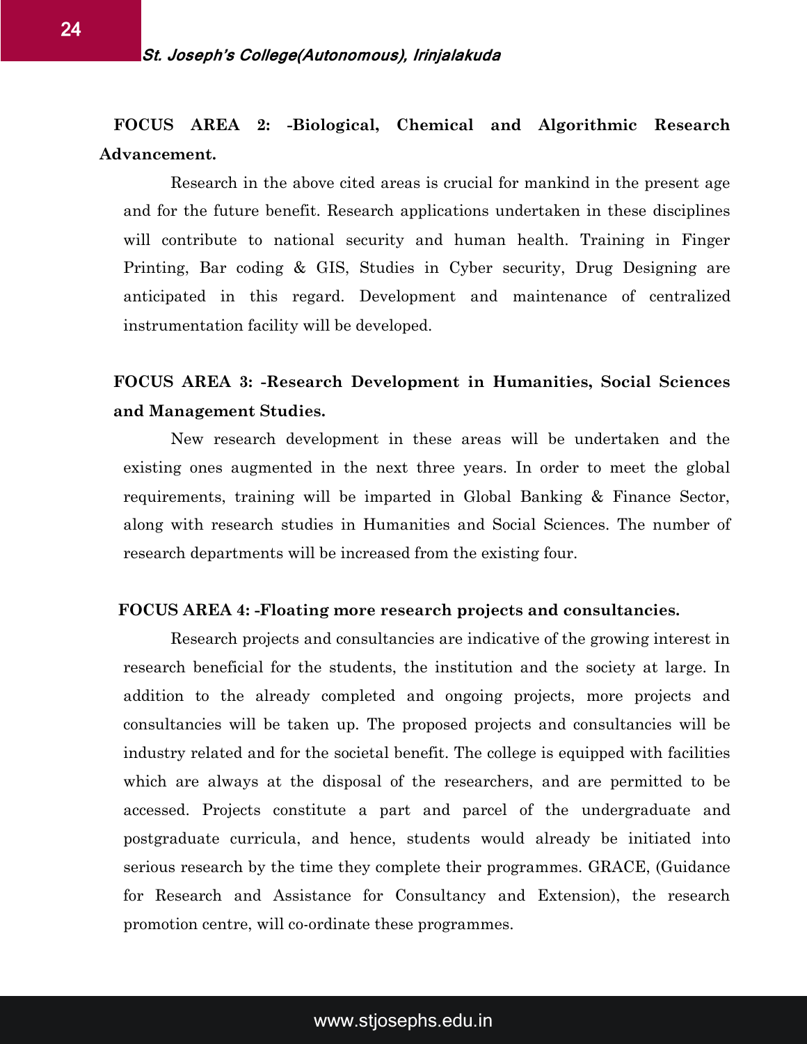**FOCUS AREA 2: -Biological, Chemical and Algorithmic Research Advancement.**

Research in the above cited areas is crucial for mankind in the present age and for the future benefit. Research applications undertaken in these disciplines will contribute to national security and human health. Training in Finger Printing, Bar coding & GIS, Studies in Cyber security, Drug Designing are anticipated in this regard. Development and maintenance of centralized instrumentation facility will be developed.

**FOCUS AREA 3: -Research Development in Humanities, Social Sciences and Management Studies.**

New research development in these areas will be undertaken and the existing ones augmented in the next three years. In order to meet the global requirements, training will be imparted in Global Banking & Finance Sector, along with research studies in Humanities and Social Sciences. The number of research departments will be increased from the existing four.

**FOCUS AREA 4: -Floating more research projects and consultancies.**

Research projects and consultancies are indicative of the growing interest in research beneficial for the students, the institution and the society at large. In addition to the already completed and ongoing projects, more projects and consultancies will be taken up. The proposed projects and consultancies will be industry related and for the societal benefit. The college is equipped with facilities which are always at the disposal of the researchers, and are permitted to be accessed. Projects constitute a part and parcel of the undergraduate and postgraduate curricula, and hence, students would already be initiated into serious research by the time they complete their programmes. GRACE, (Guidance for Research and Assistance for Consultancy and Extension), the research promotion centre, will co-ordinate these programmes.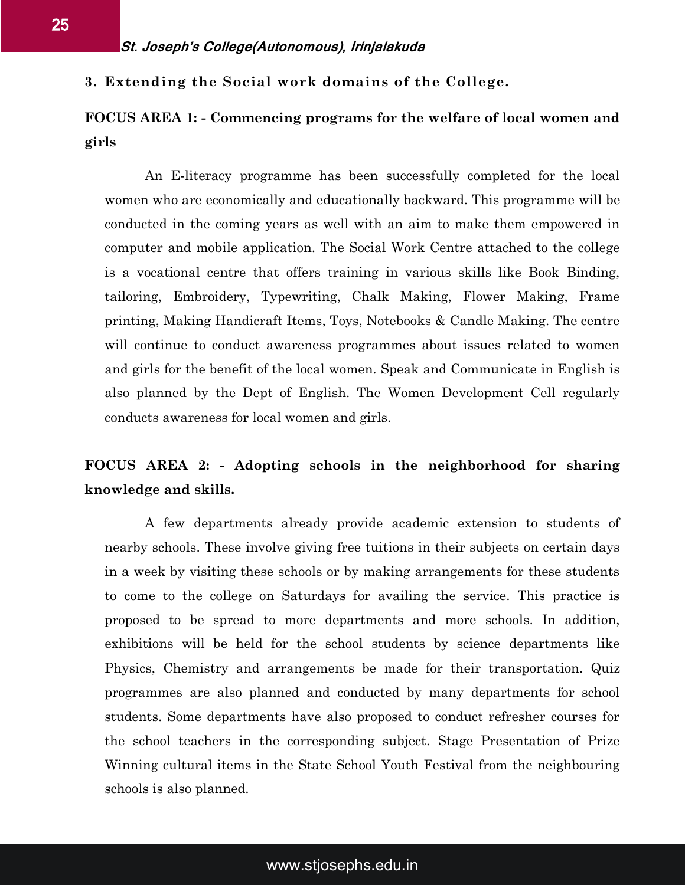### 3. Extending the Social work domains of the College.

**FOCUS AREA 1: - Commencing programs for the welfare of local women and girls**

An E-literacy programme has been successfully completed for the local women who are economically and educationally backward. This programme will be conducted in the coming years as well with an aim to make them empowered in computer and mobile application. The Social Work Centre attached to the college is a vocational centre that offers training in various skills like Book Binding, tailoring, Embroidery, Typewriting, Chalk Making, Flower Making, Frame printing, Making Handicraft Items, Toys, Notebooks & Candle Making. The centre will continue to conduct awareness programmes about issues related to women and girls for the benefit of the local women. Speak and Communicate in English is also planned by the Dept of English. The Women Development Cell regularly conducts awareness for local women and girls.

**FOCUS AREA 2: - Adopting schools in the neighborhood for sharing knowledge and skills.**

A few departments already provide academic extension to students of nearby schools. These involve giving free tuitions in their subjects on certain days in a week by visiting these schools or by making arrangements for these students to come to the college on Saturdays for availing the service. This practice is proposed to be spread to more departments and more schools. In addition, exhibitions will be held for the school students by science departments like Physics, Chemistry and arrangements be made for their transportation. Quiz programmes are also planned and conducted by many departments for school students. Some departments have also proposed to conduct refresher courses for the school teachers in the corresponding subject. Stage Presentation of Prize Winning cultural items in the State School Youth Festival from the neighbouring schools is also planned.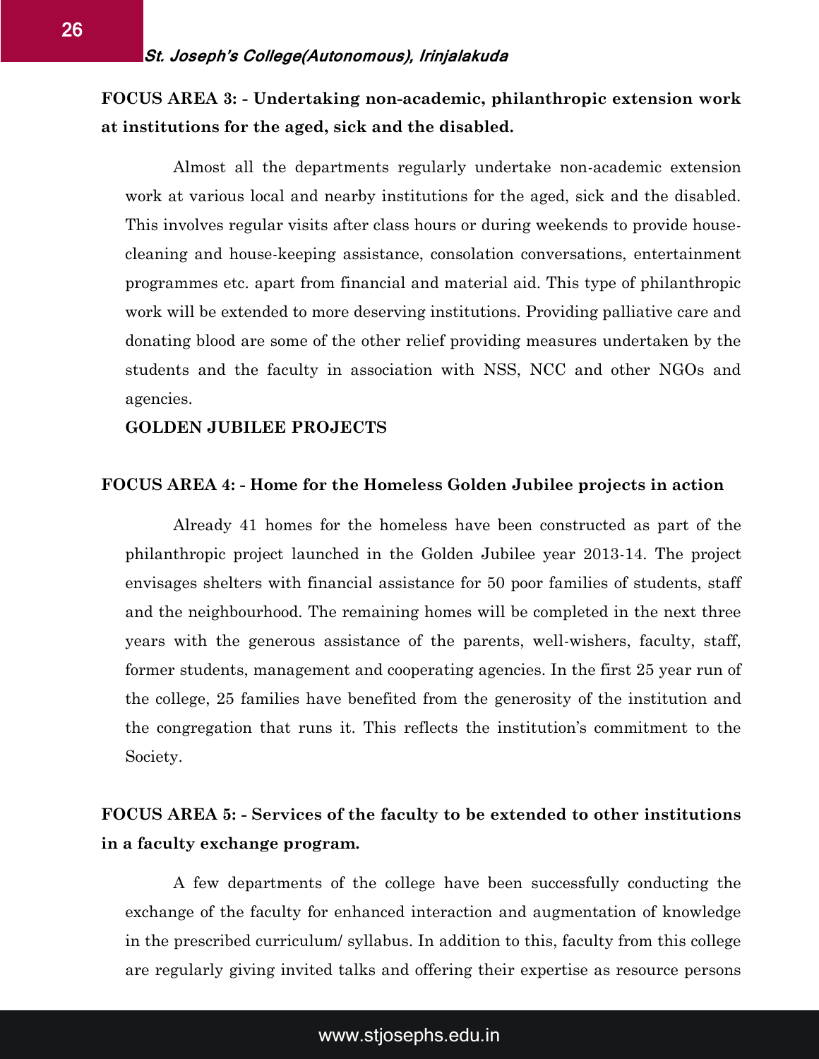**FOCUS AREA 3: - Undertaking non-academic, philanthropic extension work at institutions for the aged, sick and the disabled.**

Almost all the departments regularly undertake non-academic extension work at various local and nearby institutions for the aged, sick and the disabled. This involves regular visits after class hours or during weekends to provide house-cleaning and house-keeping assistance, consolation conversations, entertainment programmes etc. apart from financial and material aid. This type of philanthropic work will be extended to more deserving institutions. Providing palliative care and donating blood are some of the other relief providing measures undertaken by the students and the faculty in association with NSS, NCC and other NGOs and agencies.

**GOLDEN JUBILEE PROJECTS**

**FOCUS AREA 4: - Home for the Homeless Golden Jubilee projects in action**

Already 41 homes for the homeless have been constructed as part of the philanthropic project launched in the Golden Jubilee year 2013-14. The project envisages shelters with financial assistance for 50 poor families of students, staff and the neighbourhood. The remaining homes will be completed in the next three years with the generous assistance of the parents, well-wishers, faculty, staff, former students, management and cooperating agencies. In the first 25 year run of the college, 25 families have benefited from the generosity of the institution and the congregation that runs it. This reflects the institution's commitment to the Society.

**FOCUS AREA 5: - Services of the faculty to be extended to other institutions in a faculty exchange program.**

A few departments of the college have been successfully conducting the exchange of the faculty for enhanced interaction and augmentation of knowledge in the prescribed curriculum/ syllabus. In addition to this, faculty from this college are regularly giving invited talks and offering their expertise as resource persons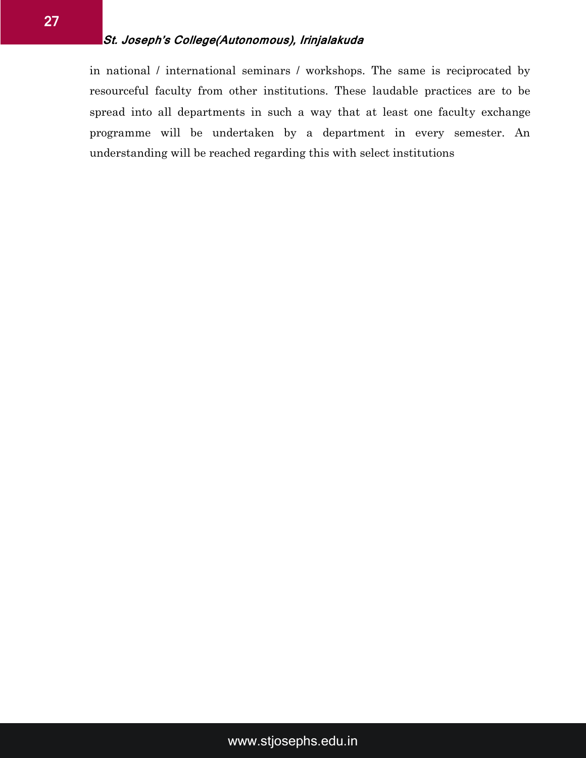in national / international seminars / workshops. The same is reciprocated by resourceful faculty from other institutions. These laudable practices are to be spread into all departments in such a way that at least one faculty exchange programme will be undertaken by a department in every semester. An understanding will be reached regarding this with select institutions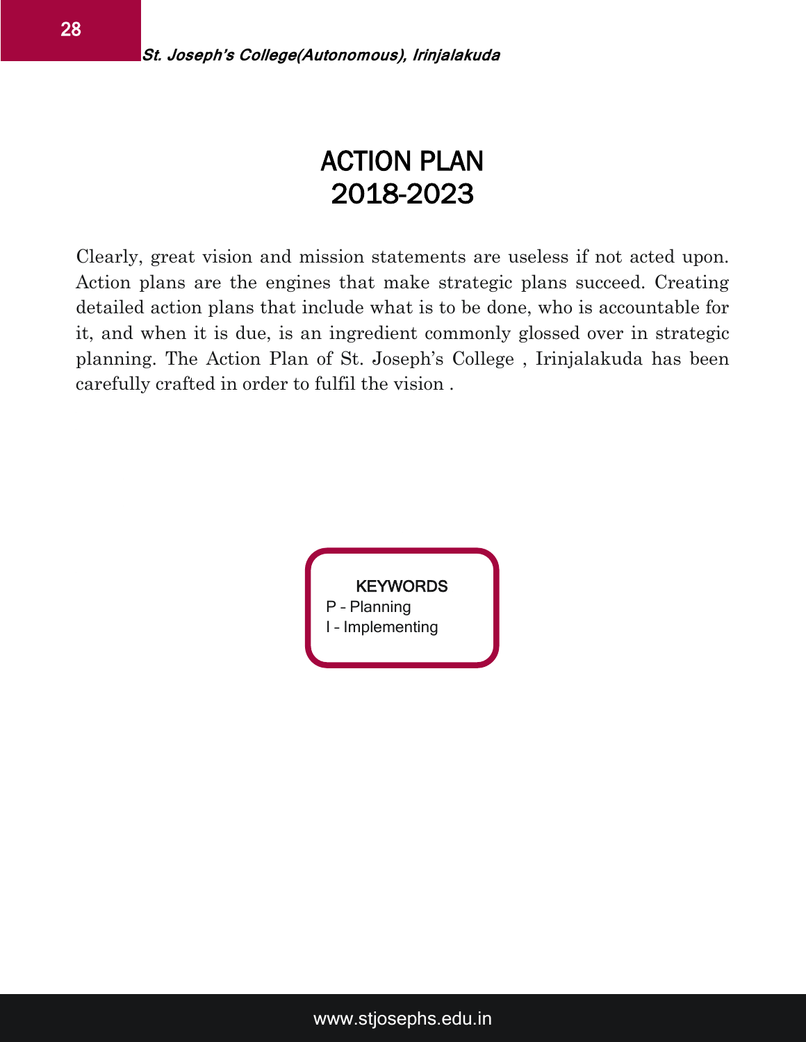# ACTION PLAN
# 2018-2023

Clearly, great vision and mission statements are useless if not acted upon. Action plans are the engines that make strategic plans succeed. Creating detailed action plans that include what is to be done, who is accountable for it, and when it is due, is an ingredient commonly glossed over in strategic planning. The Action Plan of St. Joseph's College , Irinjalakuda has been carefully crafted in order to fulfil the vision .

**KEYWORDS**

P – Planning

I – Implementing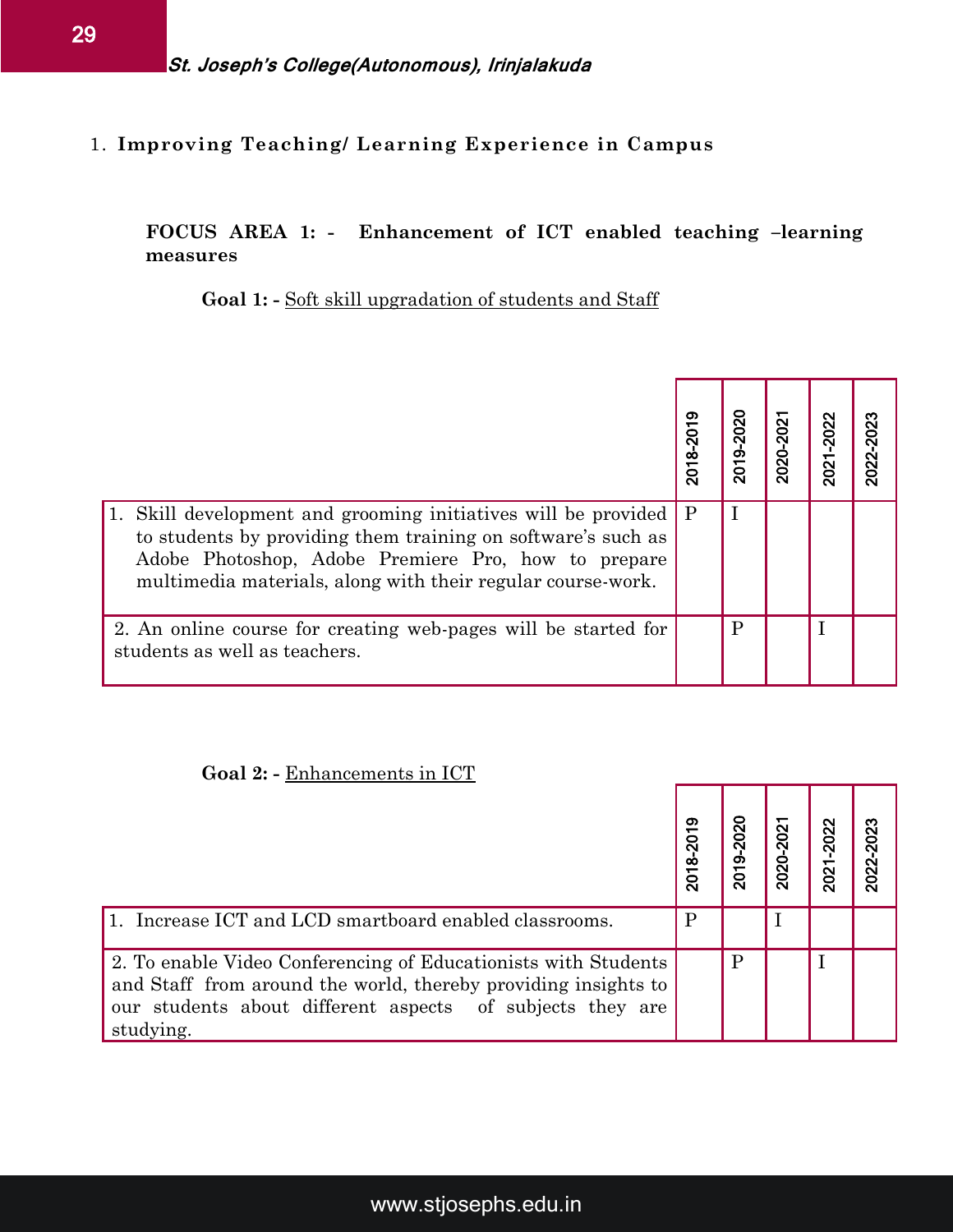1. **Improving Teaching/ Learning Experience in Campus**

**FOCUS AREA 1: - Enhancement of ICT enabled teaching –learning measures**

**Goal 1: -** Soft skill upgradation of students and Staff

| | 2018-2019 | 2019-2020 | 2020-2021 | 2021-2022 | 2022-2023 |
|---|---|---|---|---|---|
| 1. Skill development and grooming initiatives will be provided to students by providing them training on software's such as Adobe Photoshop, Adobe Premiere Pro, how to prepare multimedia materials, along with their regular course-work. | P | I | | | |
| 2. An online course for creating web-pages will be started for students as well as teachers. | | P | | I | |

**Goal 2: -** Enhancements in ICT

| | 2018-2019 | 2019-2020 | 2020-2021 | 2021-2022 | 2022-2023 |
|---|---|---|---|---|---|
| 1. Increase ICT and LCD smartboard enabled classrooms. | P | | I | | |
| 2. To enable Video Conferencing of Educationists with Students and Staff from around the world, thereby providing insights to our students about different aspects of subjects they are studying. | | P | | I | |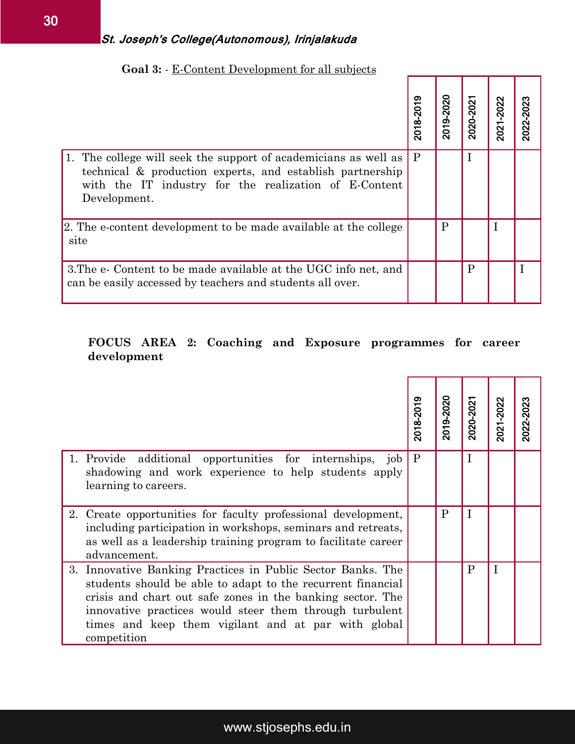**Goal 3:** - E-Content Development for all subjects

| | 2018-2019 | 2019-2020 | 2020-2021 | 2021-2022 | 2022-2023 |
|---|---|---|---|---|---|
| 1. The college will seek the support of academicians as well as technical & production experts, and establish partnership with the IT industry for the realization of E-Content Development. | P | | I | | |
| 2. The e-content development to be made available at the college site | | P | | I | |
| 3.The e- Content to be made available at the UGC info net, and can be easily accessed by teachers and students all over. | | | P | | I |

**FOCUS AREA 2: Coaching and Exposure programmes for career development**

| | 2018-2019 | 2019-2020 | 2020-2021 | 2021-2022 | 2022-2023 |
|---|---|---|---|---|---|
| 1. Provide additional opportunities for internships, job shadowing and work experience to help students apply learning to careers. | P | | I | | |
| 2. Create opportunities for faculty professional development, including participation in workshops, seminars and retreats, as well as a leadership training program to facilitate career advancement. | | P | I | | |
| 3. Innovative Banking Practices in Public Sector Banks. The students should be able to adapt to the recurrent financial crisis and chart out safe zones in the banking sector. The innovative practices would steer them through turbulent times and keep them vigilant and at par with global competition | | | P | I | |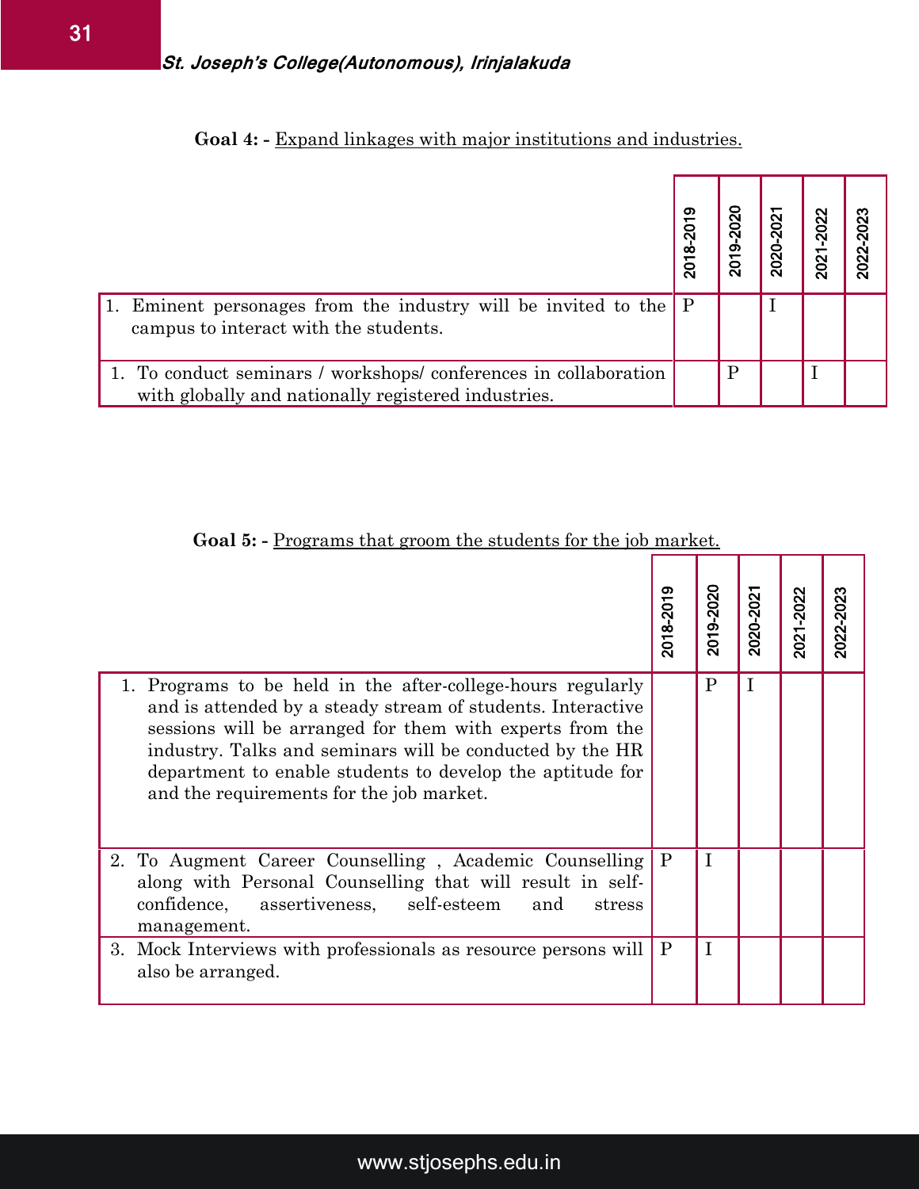**Goal 4:** - Expand linkages with major institutions and industries.

| | 2018-2019 | 2019-2020 | 2020-2021 | 2021-2022 | 2022-2023 |
|---|---|---|---|---|---|
| 1. Eminent personages from the industry will be invited to the campus to interact with the students. | P | | I | | |
| 1. To conduct seminars / workshops/ conferences in collaboration with globally and nationally registered industries. | | P | | I | |

**Goal 5:** - Programs that groom the students for the job market.

| | 2018-2019 | 2019-2020 | 2020-2021 | 2021-2022 | 2022-2023 |
|---|---|---|---|---|---|
| 1. Programs to be held in the after-college-hours regularly and is attended by a steady stream of students. Interactive sessions will be arranged for them with experts from the industry. Talks and seminars will be conducted by the HR department to enable students to develop the aptitude for and the requirements for the job market. | | P | I | | |
| 2. To Augment Career Counselling , Academic Counselling along with Personal Counselling that will result in self-confidence, assertiveness, self-esteem and stress management. | P | I | | | |
| 3. Mock Interviews with professionals as resource persons will also be arranged. | P | I | | | |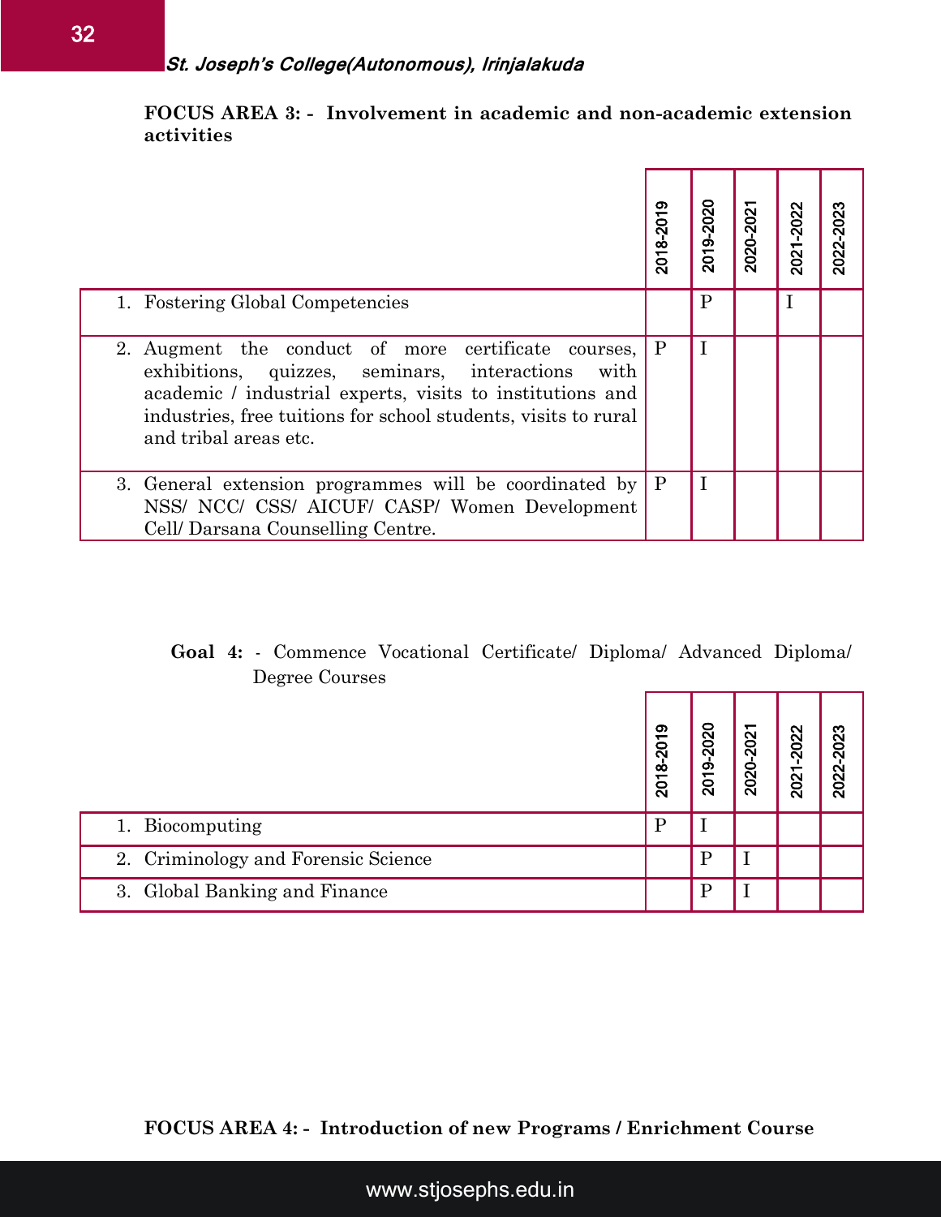**FOCUS AREA 3: - Involvement in academic and non-academic extension activities**

| | 2018-2019 | 2019-2020 | 2020-2021 | 2021-2022 | 2022-2023 |
|---|---|---|---|---|---|
| 1. Fostering Global Competencies | | P | | I | |
| 2. Augment the conduct of more certificate courses, exhibitions, quizzes, seminars, interactions with academic / industrial experts, visits to institutions and industries, free tuitions for school students, visits to rural and tribal areas etc. | P | I | | | |
| 3. General extension programmes will be coordinated by NSS/ NCC/ CSS/ AICUF/ CASP/ Women Development Cell/ Darsana Counselling Centre. | P | I | | | |

**Goal 4:** - Commence Vocational Certificate/ Diploma/ Advanced Diploma/ Degree Courses

| | 2018-2019 | 2019-2020 | 2020-2021 | 2021-2022 | 2022-2023 |
|---|---|---|---|---|---|
| 1. Biocomputing | P | I | | | |
| 2. Criminology and Forensic Science | | P | I | | |
| 3. Global Banking and Finance | | P | I | | |

**FOCUS AREA 4: - Introduction of new Programs / Enrichment Course**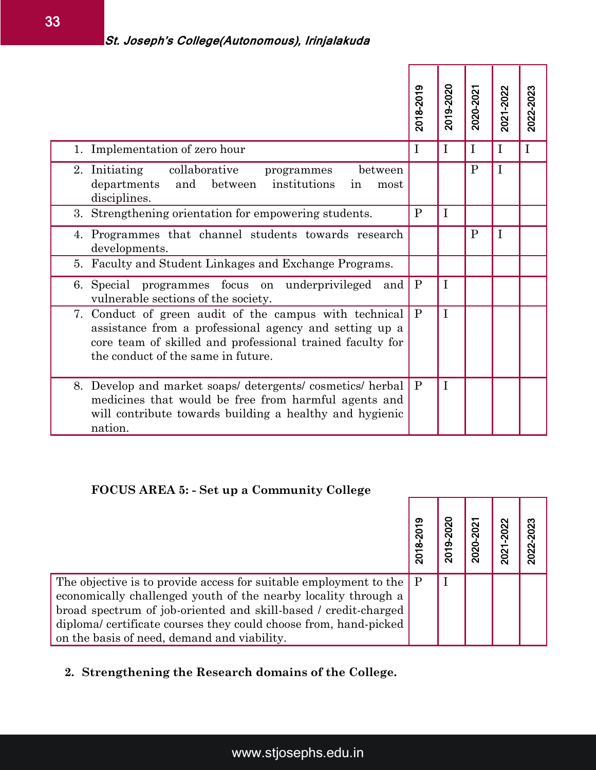| | 2018-2019 | 2019-2020 | 2020-2021 | 2021-2022 | 2022-2023 |
|---|---|---|---|---|---|
| 1. Implementation of zero hour | I | I | I | I | I |
| 2. Initiating collaborative programmes between departments and between institutions in most disciplines. | | | P | I | |
| 3. Strengthening orientation for empowering students. | P | I | | | |
| 4. Programmes that channel students towards research developments. | | | P | I | |
| 5. Faculty and Student Linkages and Exchange Programs. | | | | | |
| 6. Special programmes focus on underprivileged and vulnerable sections of the society. | P | I | | | |
| 7. Conduct of green audit of the campus with technical assistance from a professional agency and setting up a core team of skilled and professional trained faculty for the conduct of the same in future. | P | I | | | |
| 8. Develop and market soaps/ detergents/ cosmetics/ herbal medicines that would be free from harmful agents and will contribute towards building a healthy and hygienic nation. | P | I | | | |

**FOCUS AREA 5: - Set up a Community College**

| | 2018-2019 | 2019-2020 | 2020-2021 | 2021-2022 | 2022-2023 |
|---|---|---|---|---|---|
| The objective is to provide access for suitable employment to the economically challenged youth of the nearby locality through a broad spectrum of job-oriented and skill-based / credit-charged diploma/ certificate courses they could choose from, hand-picked on the basis of need, demand and viability. | P | I | | | |

**2. Strengthening the Research domains of the College.**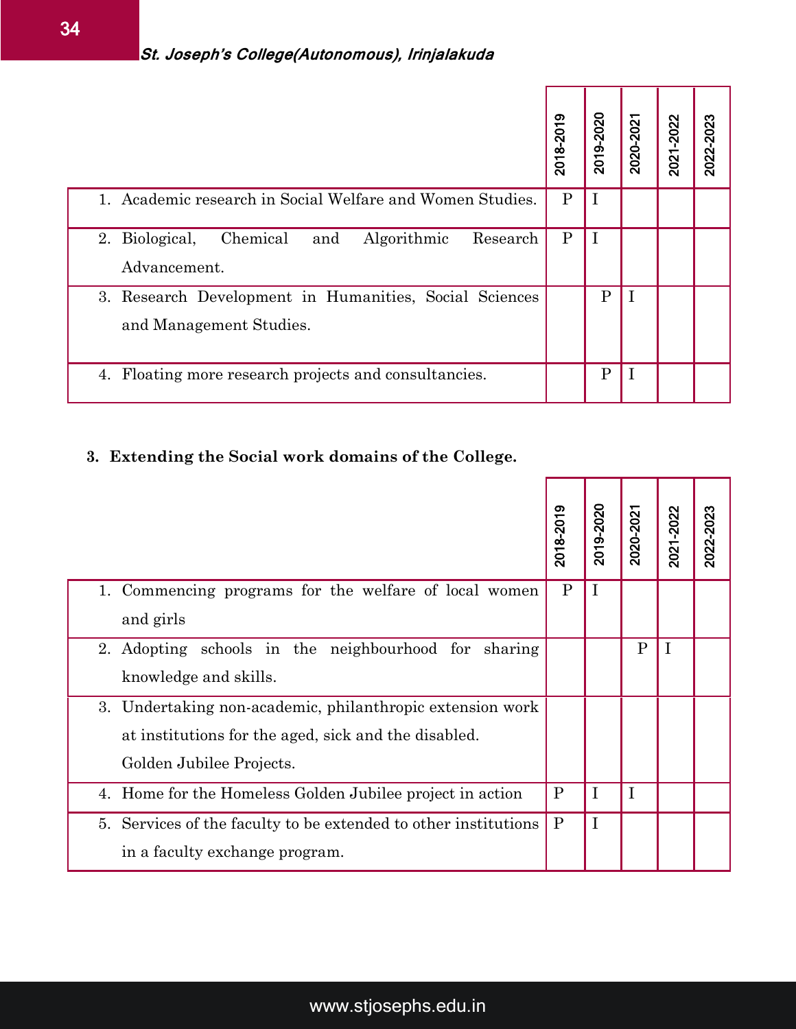| | 2018-2019 | 2019-2020 | 2020-2021 | 2021-2022 | 2022-2023 |
|---|---|---|---|---|---|
| 1. Academic research in Social Welfare and Women Studies. | P | I | | | |
| 2. Biological, Chemical and Algorithmic Research Advancement. | P | I | | | |
| 3. Research Development in Humanities, Social Sciences and Management Studies. | | P | I | | |
| 4. Floating more research projects and consultancies. | | P | I | | |

**3. Extending the Social work domains of the College.**

| | 2018-2019 | 2019-2020 | 2020-2021 | 2021-2022 | 2022-2023 |
|---|---|---|---|---|---|
| 1. Commencing programs for the welfare of local women and girls | P | I | | | |
| 2. Adopting schools in the neighbourhood for sharing knowledge and skills. | | | P | I | |
| 3. Undertaking non-academic, philanthropic extension work at institutions for the aged, sick and the disabled. Golden Jubilee Projects. | | | | | |
| 4. Home for the Homeless Golden Jubilee project in action | P | I | I | | |
| 5. Services of the faculty to be extended to other institutions in a faculty exchange program. | P | I | | | |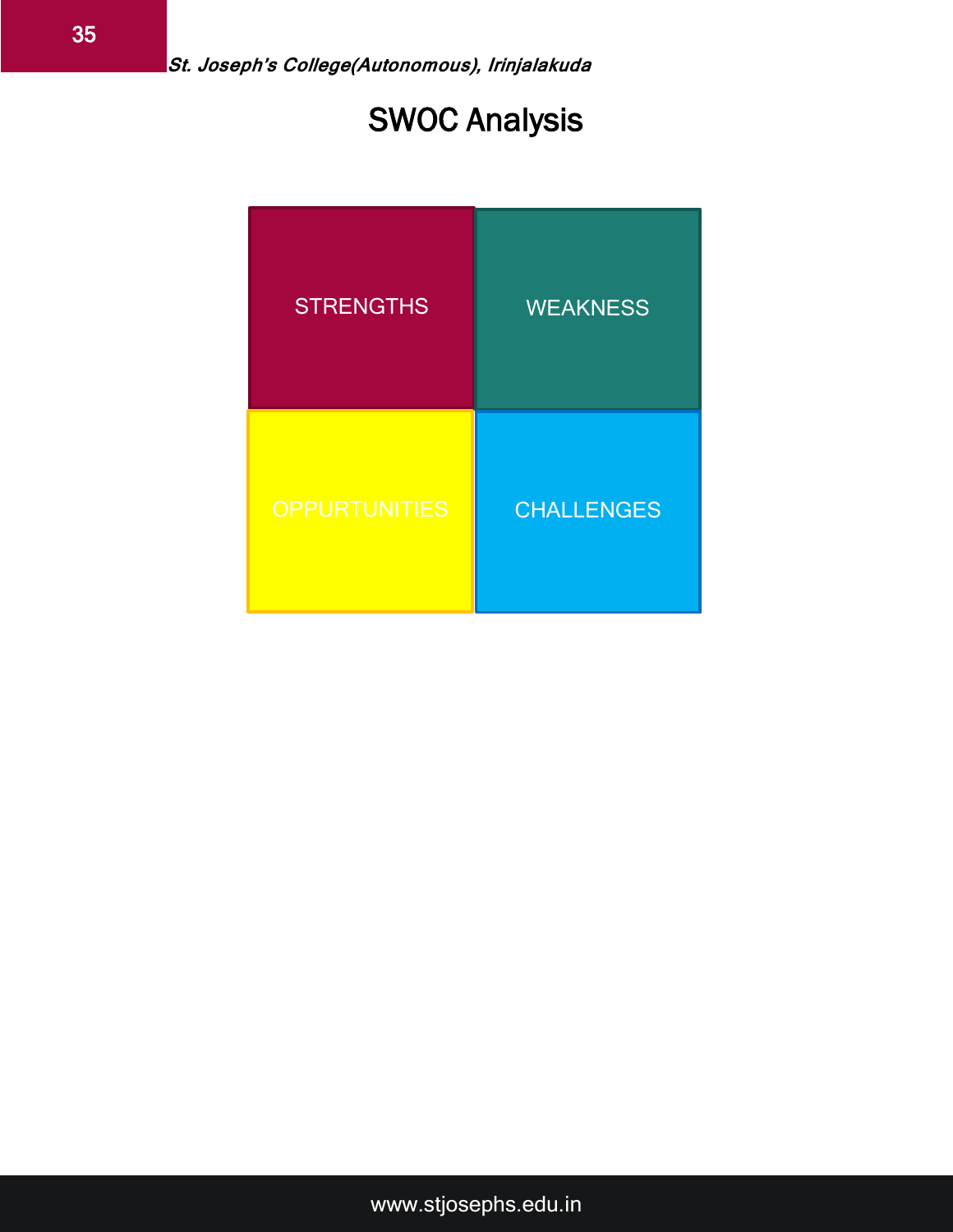# SWOC Analysis

| STRENGTHS | WEAKNESS |
| --- | --- |
| OPPURTUNITIES | CHALLENGES |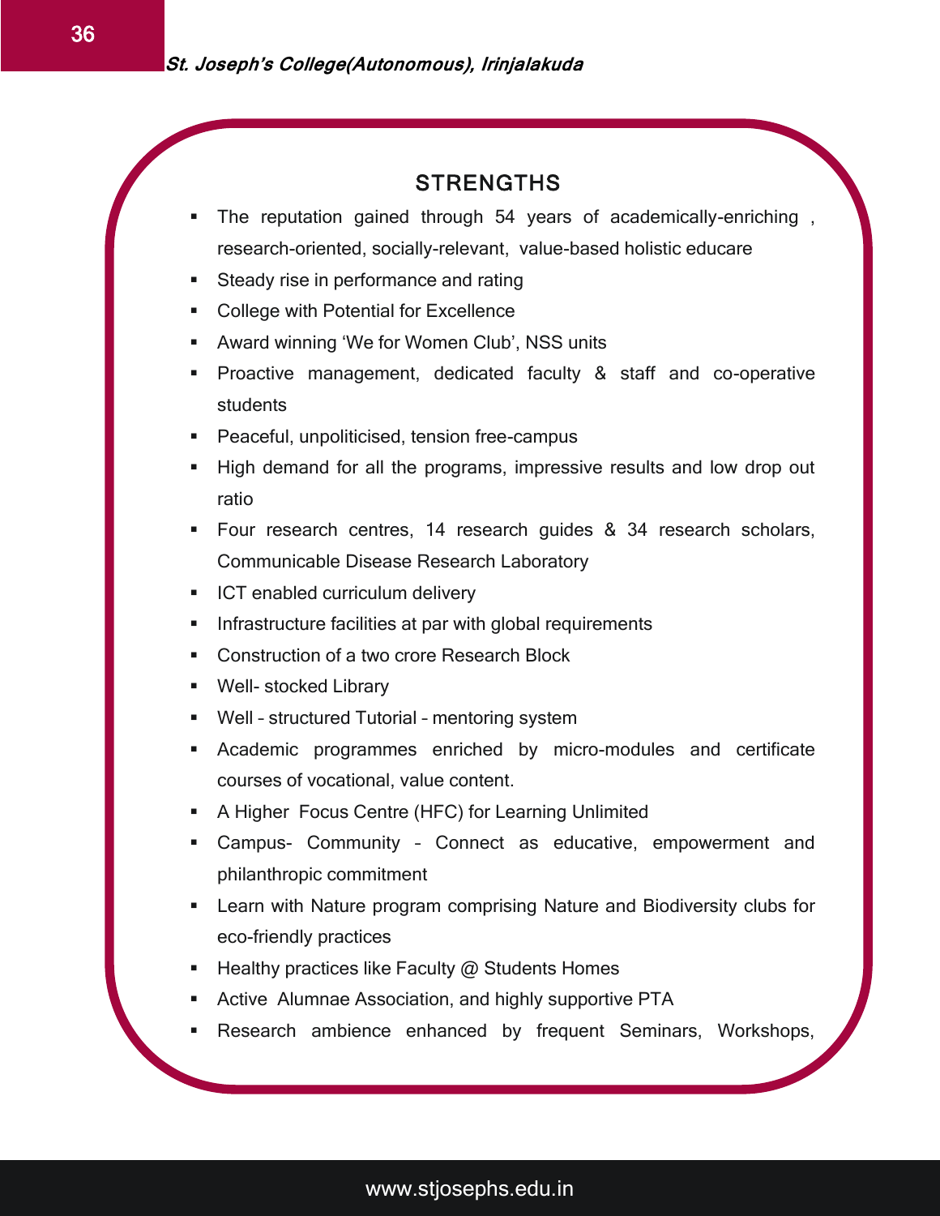## STRENGTHS

- The reputation gained through 54 years of academically-enriching , research-oriented, socially-relevant, value-based holistic educare
- Steady rise in performance and rating
- College with Potential for Excellence
- Award winning 'We for Women Club', NSS units
- Proactive management, dedicated faculty & staff and co-operative students
- Peaceful, unpoliticised, tension free-campus
- High demand for all the programs, impressive results and low drop out ratio
- Four research centres, 14 research guides & 34 research scholars, Communicable Disease Research Laboratory
- ICT enabled curriculum delivery
- Infrastructure facilities at par with global requirements
- Construction of a two crore Research Block
- Well- stocked Library
- Well – structured Tutorial – mentoring system
- Academic programmes enriched by micro-modules and certificate courses of vocational, value content.
- A Higher Focus Centre (HFC) for Learning Unlimited
- Campus- Community – Connect as educative, empowerment and philanthropic commitment
- Learn with Nature program comprising Nature and Biodiversity clubs for eco-friendly practices
- Healthy practices like Faculty @ Students Homes
- Active Alumnae Association, and highly supportive PTA
- Research ambience enhanced by frequent Seminars, Workshops,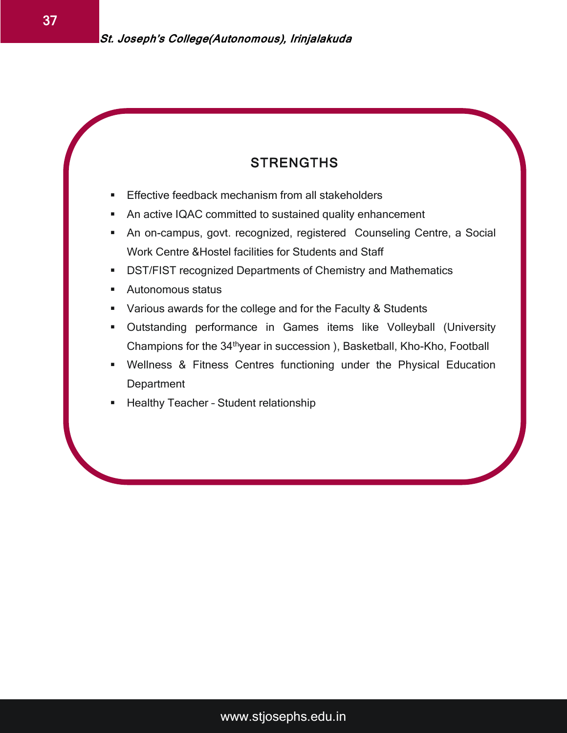## STRENGTHS

- Effective feedback mechanism from all stakeholders
- An active IQAC committed to sustained quality enhancement
- An on-campus, govt. recognized, registered Counseling Centre, a Social Work Centre &Hostel facilities for Students and Staff
- DST/FIST recognized Departments of Chemistry and Mathematics
- Autonomous status
- Various awards for the college and for the Faculty & Students
- Outstanding performance in Games items like Volleyball (University Champions for the 34thyear in succession ), Basketball, Kho-Kho, Football
- Wellness & Fitness Centres functioning under the Physical Education Department
- Healthy Teacher – Student relationship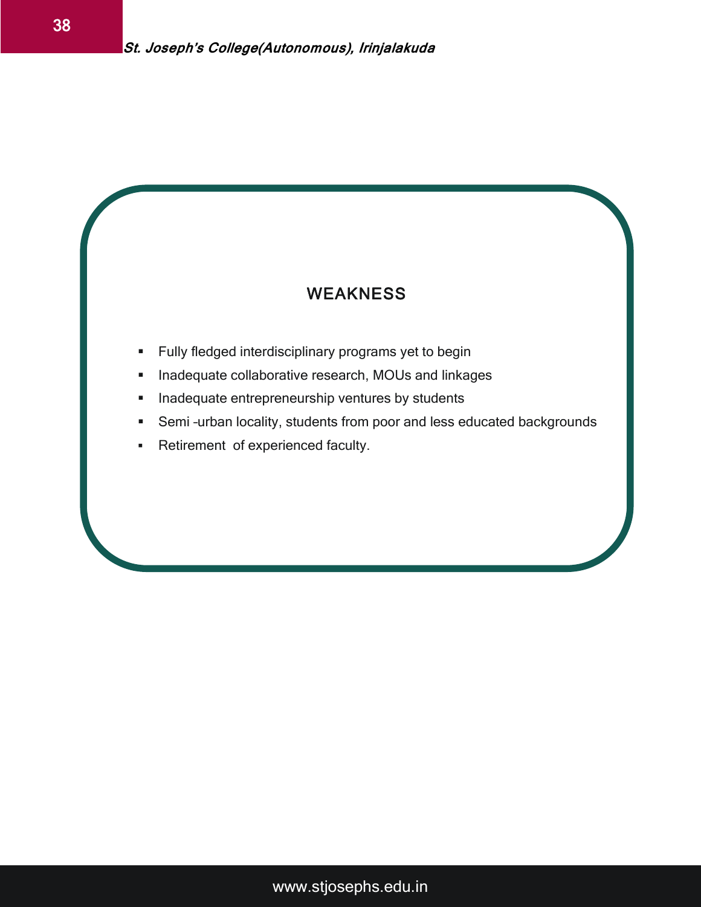## WEAKNESS

- Fully fledged interdisciplinary programs yet to begin
- Inadequate collaborative research, MOUs and linkages
- Inadequate entrepreneurship ventures by students
- Semi -urban locality, students from poor and less educated backgrounds
- Retirement of experienced faculty.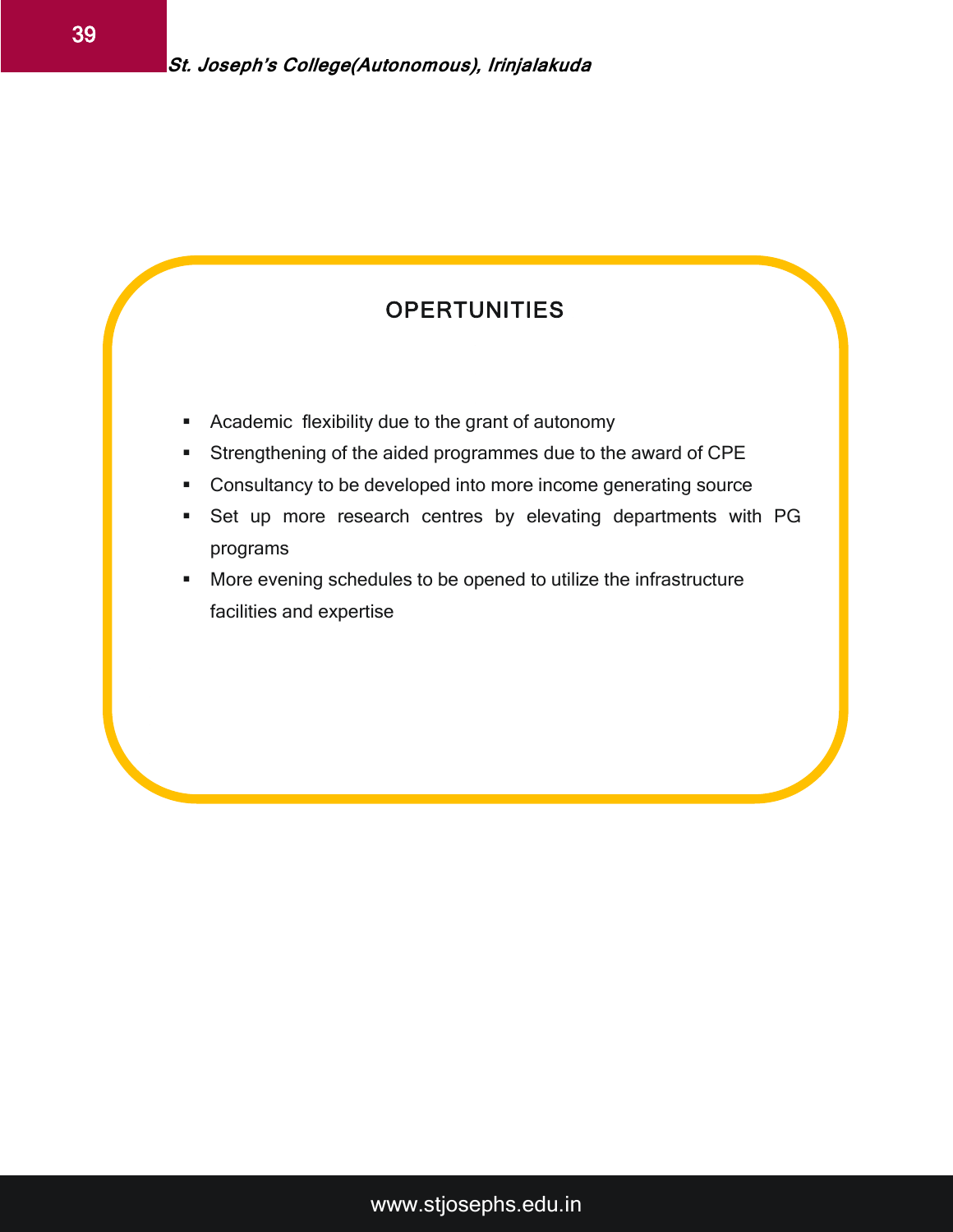## OPERTUNITIES

- Academic flexibility due to the grant of autonomy
- Strengthening of the aided programmes due to the award of CPE
- Consultancy to be developed into more income generating source
- Set up more research centres by elevating departments with PG programs
- More evening schedules to be opened to utilize the infrastructure facilities and expertise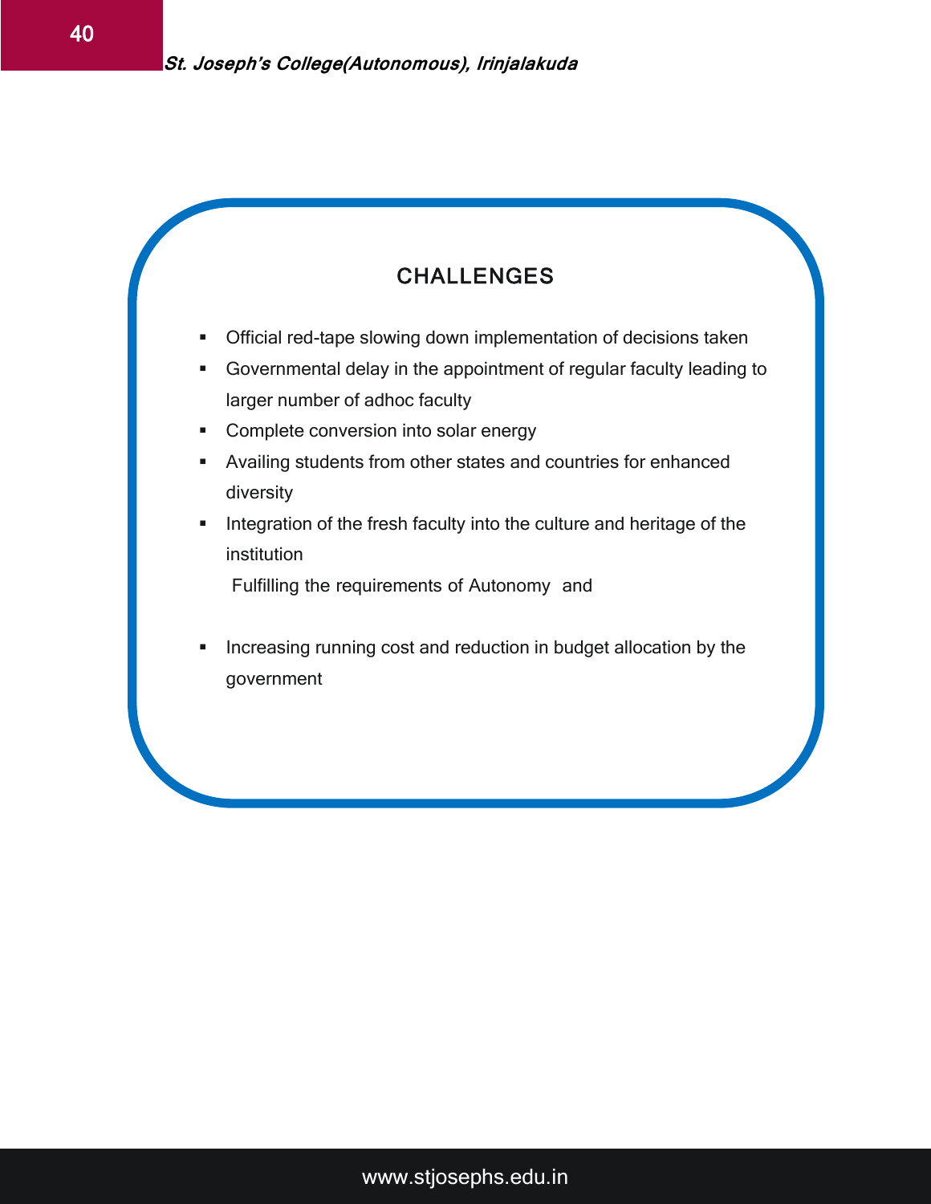## CHALLENGES

- Official red-tape slowing down implementation of decisions taken
- Governmental delay in the appointment of regular faculty leading to larger number of adhoc faculty
- Complete conversion into solar energy
- Availing students from other states and countries for enhanced diversity
- Integration of the fresh faculty into the culture and heritage of the institution

  Fulfilling the requirements of Autonomy and

- Increasing running cost and reduction in budget allocation by the government